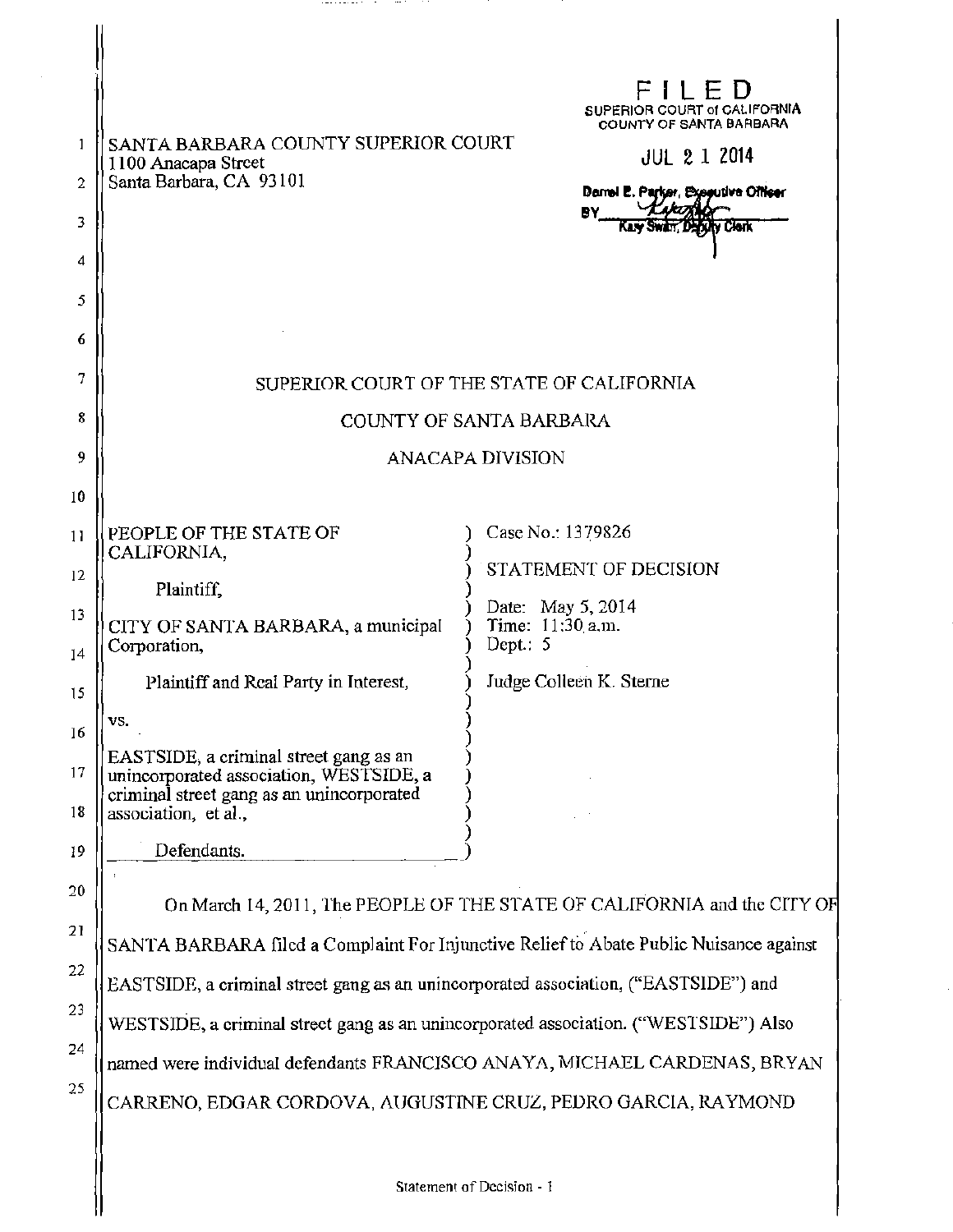SANTA BARBARA COUNTY SUPERIOR COURT
1100 Anacapa Street
Santa Barbara, CA 93101

FILED
SUPERIOR COURT of CALIFORNIA
COUNTY OF SANTA BARBARA
JUL 21 2014
Darrel E. Parker, Executive Officer
BY Kay Swain, Deputy Clerk

SUPERIOR COURT OF THE STATE OF CALIFORNIA

COUNTY OF SANTA BARBARA

ANACAPA DIVISION

| | |
|---|---|
| PEOPLE OF THE STATE OF CALIFORNIA,<br><br>Plaintiff,<br><br>CITY OF SANTA BARBARA, a municipal Corporation,<br><br>Plaintiff and Real Party in Interest,<br><br>vs.<br><br>EASTSIDE, a criminal street gang as an unincorporated association, WESTSIDE, a criminal street gang as an unincorporated association, et al.,<br><br>Defendants. | Case No.: 1379826<br><br>STATEMENT OF DECISION<br><br>Date: May 5, 2014<br>Time: 11:30 a.m.<br>Dept.: 5<br><br>Judge Colleen K. Sterne |

On March 14, 2011, The PEOPLE OF THE STATE OF CALIFORNIA and the CITY OF SANTA BARBARA filed a Complaint For Injunctive Relief to Abate Public Nuisance against EASTSIDE, a criminal street gang as an unincorporated association, ("EASTSIDE") and WESTSIDE, a criminal street gang as an unincorporated association. ("WESTSIDE") Also named were individual defendants FRANCISCO ANAYA, MICHAEL CARDENAS, BRYAN CARRENO, EDGAR CORDOVA, AUGUSTINE CRUZ, PEDRO GARCIA, RAYMOND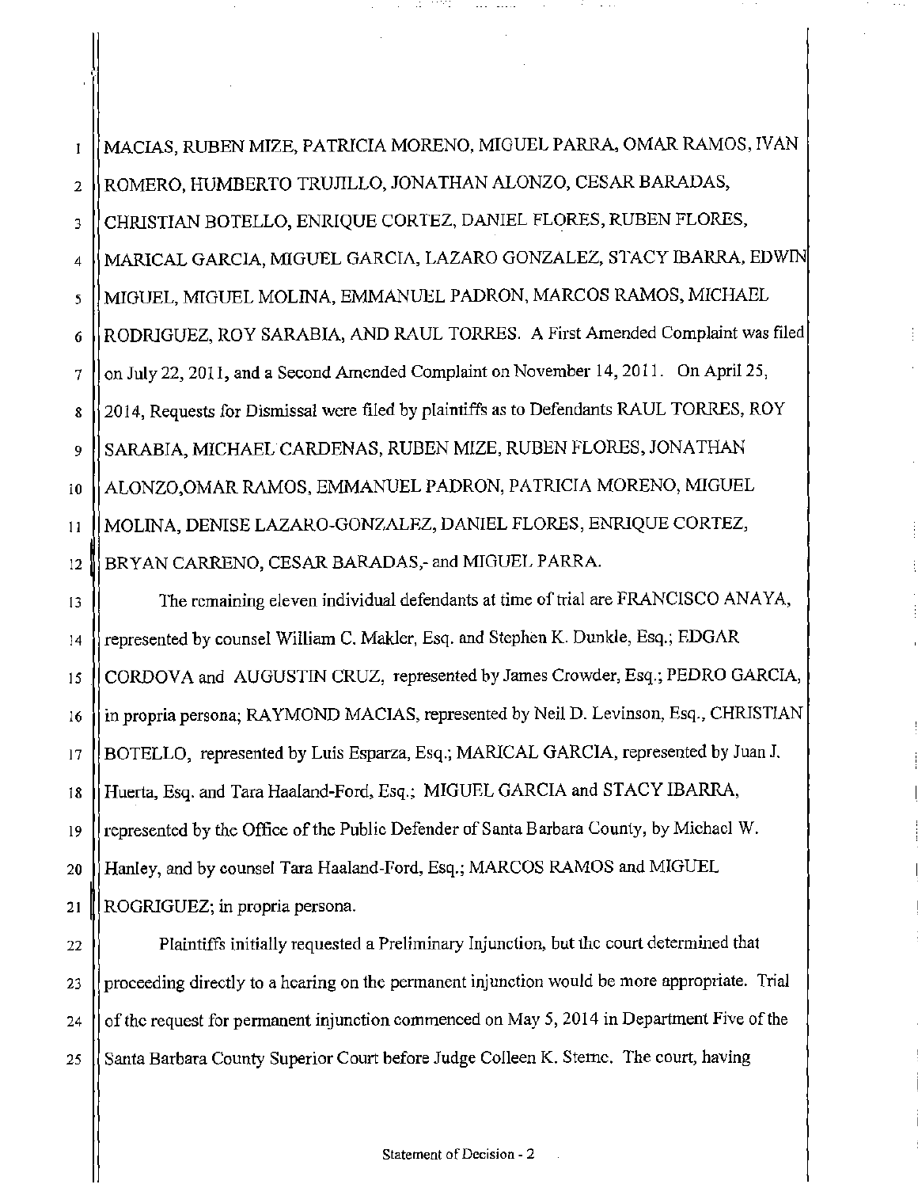MACIAS, RUBEN MIZE, PATRICIA MORENO, MIGUEL PARRA, OMAR RAMOS, IVAN ROMERO, HUMBERTO TRUJILLO, JONATHAN ALONZO, CESAR BARADAS, CHRISTIAN BOTELLO, ENRIQUE CORTEZ, DANIEL FLORES, RUBEN FLORES, MARICAL GARCIA, MIGUEL GARCIA, LAZARO GONZALEZ, STACY IBARRA, EDWIN MIGUEL, MIGUEL MOLINA, EMMANUEL PADRON, MARCOS RAMOS, MICHAEL RODRIGUEZ, ROY SARABIA, AND RAUL TORRES. A First Amended Complaint was filed on July 22, 2011, and a Second Amended Complaint on November 14, 2011. On April 25, 2014, Requests for Dismissal were filed by plaintiffs as to Defendants RAUL TORRES, ROY SARABIA, MICHAEL CARDENAS, RUBEN MIZE, RUBEN FLORES, JONATHAN ALONZO,OMAR RAMOS, EMMANUEL PADRON, PATRICIA MORENO, MIGUEL MOLINA, DENISE LAZARO-GONZALEZ, DANIEL FLORES, ENRIQUE CORTEZ, BRYAN CARRENO, CESAR BARADAS,- and MIGUEL PARRA.

The remaining eleven individual defendants at time of trial are FRANCISCO ANAYA, represented by counsel William C. Makler, Esq. and Stephen K. Dunkle, Esq.; EDGAR CORDOVA and AUGUSTIN CRUZ, represented by James Crowder, Esq.; PEDRO GARCIA, in propria persona; RAYMOND MACIAS, represented by Neil D. Levinson, Esq., CHRISTIAN BOTELLO, represented by Luis Esparza, Esq.; MARICAL GARCIA, represented by Juan J. Huerta, Esq. and Tara Haaland-Ford, Esq.; MIGUEL GARCIA and STACY IBARRA, represented by the Office of the Public Defender of Santa Barbara County, by Michael W. Hanley, and by counsel Tara Haaland-Ford, Esq.; MARCOS RAMOS and MIGUEL ROGRIGUEZ; in propria persona.

Plaintiffs initially requested a Preliminary Injunction, but the court determined that proceeding directly to a hearing on the permanent injunction would be more appropriate. Trial of the request for permanent injunction commenced on May 5, 2014 in Department Five of the Santa Barbara County Superior Court before Judge Colleen K. Sterne. The court, having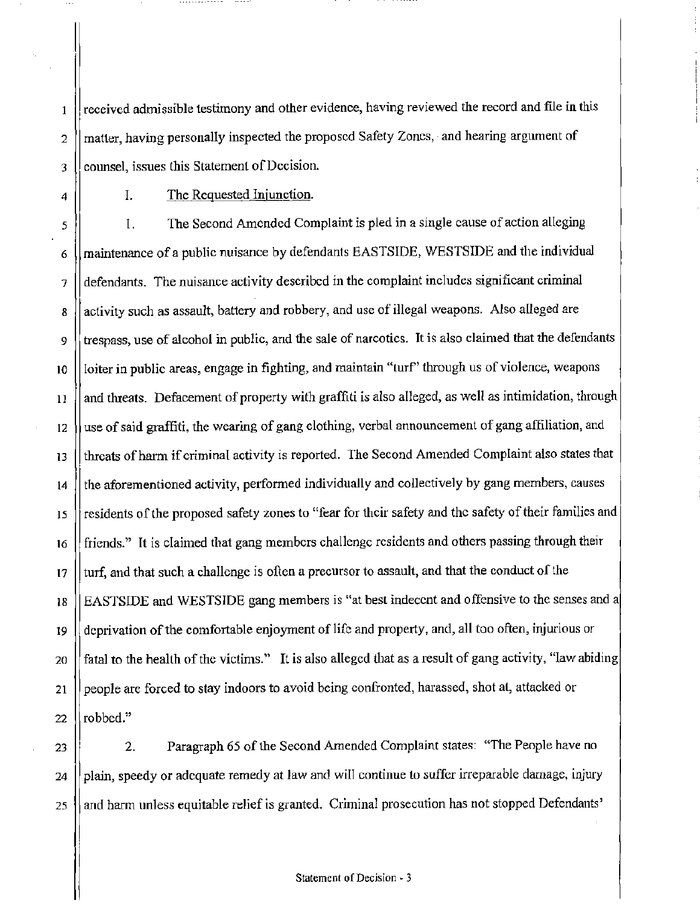received admissible testimony and other evidence, having reviewed the record and file in this matter, having personally inspected the proposed Safety Zones, and hearing argument of counsel, issues this Statement of Decision.

## I. The Requested Injunction.

1. The Second Amended Complaint is pled in a single cause of action alleging maintenance of a public nuisance by defendants EASTSIDE, WESTSIDE and the individual defendants. The nuisance activity described in the complaint includes significant criminal activity such as assault, battery and robbery, and use of illegal weapons. Also alleged are trespass, use of alcohol in public, and the sale of narcotics. It is also claimed that the defendants loiter in public areas, engage in fighting, and maintain "turf" through us of violence, weapons and threats. Defacement of property with graffiti is also alleged, as well as intimidation, through use of said graffiti, the wearing of gang clothing, verbal announcement of gang affiliation, and threats of harm if criminal activity is reported. The Second Amended Complaint also states that the aforementioned activity, performed individually and collectively by gang members, causes residents of the proposed safety zones to "fear for their safety and the safety of their families and friends." It is claimed that gang members challenge residents and others passing through their turf, and that such a challenge is often a precursor to assault, and that the conduct of the EASTSIDE and WESTSIDE gang members is "at best indecent and offensive to the senses and a deprivation of the comfortable enjoyment of life and property, and, all too often, injurious or fatal to the health of the victims." It is also alleged that as a result of gang activity, "law abiding people are forced to stay indoors to avoid being confronted, harassed, shot at, attacked or robbed."

2. Paragraph 65 of the Second Amended Complaint states: "The People have no plain, speedy or adequate remedy at law and will continue to suffer irreparable damage, injury and harm unless equitable relief is granted. Criminal prosecution has not stopped Defendants'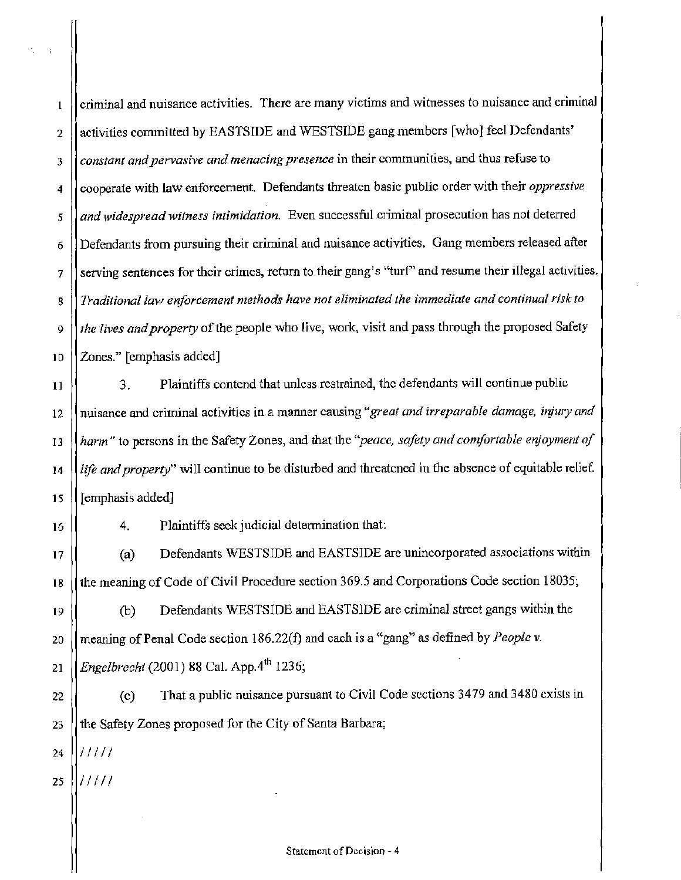criminal and nuisance activities. There are many victims and witnesses to nuisance and criminal activities committed by EASTSIDE and WESTSIDE gang members [who] feel Defendants' *constant and pervasive and menacing presence* in their communities, and thus refuse to cooperate with law enforcement. Defendants threaten basic public order with their *oppressive and widespread witness intimidation.* Even successful criminal prosecution has not deterred Defendants from pursuing their criminal and nuisance activities. Gang members released after serving sentences for their crimes, return to their gang's "turf" and resume their illegal activities. *Traditional law enforcement methods have not eliminated the immediate and continual risk to the lives and property* of the people who live, work, visit and pass through the proposed Safety Zones." [emphasis added]

3. Plaintiffs contend that unless restrained, the defendants will continue public nuisance and criminal activities in a manner causing "*great and irreparable damage, injury and harm*" to persons in the Safety Zones, and that the "*peace, safety and comfortable enjoyment of life and property*" will continue to be disturbed and threatened in the absence of equitable relief. [emphasis added]

4. Plaintiffs seek judicial determination that:

(a) Defendants WESTSIDE and EASTSIDE are unincorporated associations within the meaning of Code of Civil Procedure section 369.5 and Corporations Code section 18035;

(b) Defendants WESTSIDE and EASTSIDE are criminal street gangs within the meaning of Penal Code section 186.22(f) and each is a "gang" as defined by *People v. Engelbrecht* (2001) 88 Cal. App.4th 1236;

(c) That a public nuisance pursuant to Civil Code sections 3479 and 3480 exists in the Safety Zones proposed for the City of Santa Barbara;

/////

/////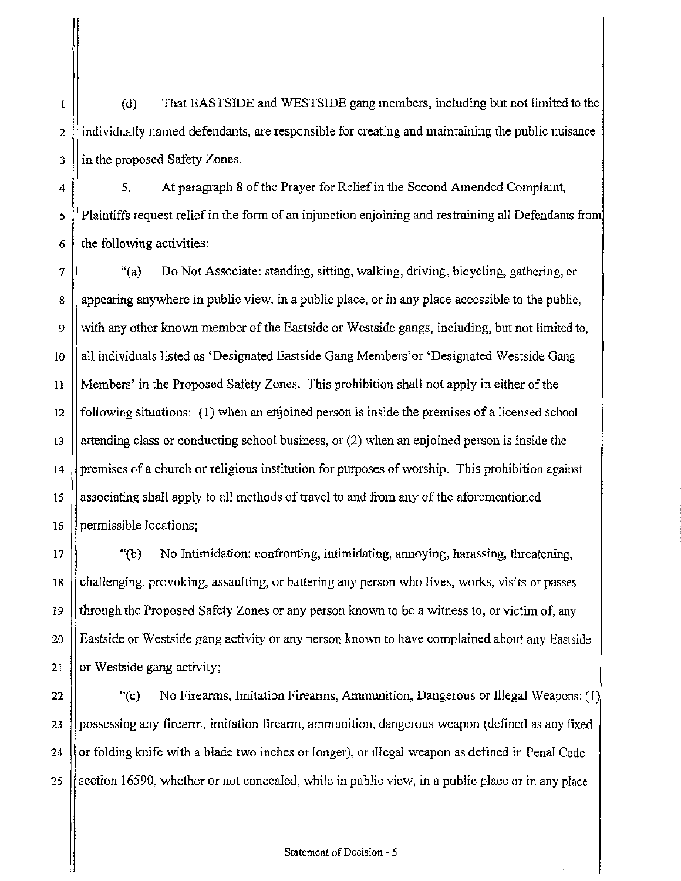(d) That EASTSIDE and WESTSIDE gang members, including but not limited to the individually named defendants, are responsible for creating and maintaining the public nuisance in the proposed Safety Zones.

5. At paragraph 8 of the Prayer for Relief in the Second Amended Complaint, Plaintiffs request relief in the form of an injunction enjoining and restraining all Defendants from the following activities:

"(a) Do Not Associate: standing, sitting, walking, driving, bicycling, gathering, or appearing anywhere in public view, in a public place, or in any place accessible to the public, with any other known member of the Eastside or Westside gangs, including, but not limited to, all individuals listed as 'Designated Eastside Gang Members'or 'Designated Westside Gang Members' in the Proposed Safety Zones. This prohibition shall not apply in either of the following situations: (1) when an enjoined person is inside the premises of a licensed school attending class or conducting school business, or (2) when an enjoined person is inside the premises of a church or religious institution for purposes of worship. This prohibition against associating shall apply to all methods of travel to and from any of the aforementioned permissible locations;

"(b) No Intimidation: confronting, intimidating, annoying, harassing, threatening, challenging, provoking, assaulting, or battering any person who lives, works, visits or passes through the Proposed Safety Zones or any person known to be a witness to, or victim of, any Eastside or Westside gang activity or any person known to have complained about any Eastside or Westside gang activity;

"(c) No Firearms, Imitation Firearms, Ammunition, Dangerous or Illegal Weapons: (1) possessing any firearm, imitation firearm, ammunition, dangerous weapon (defined as any fixed or folding knife with a blade two inches or longer), or illegal weapon as defined in Penal Code section 16590, whether or not concealed, while in public view, in a public place or in any place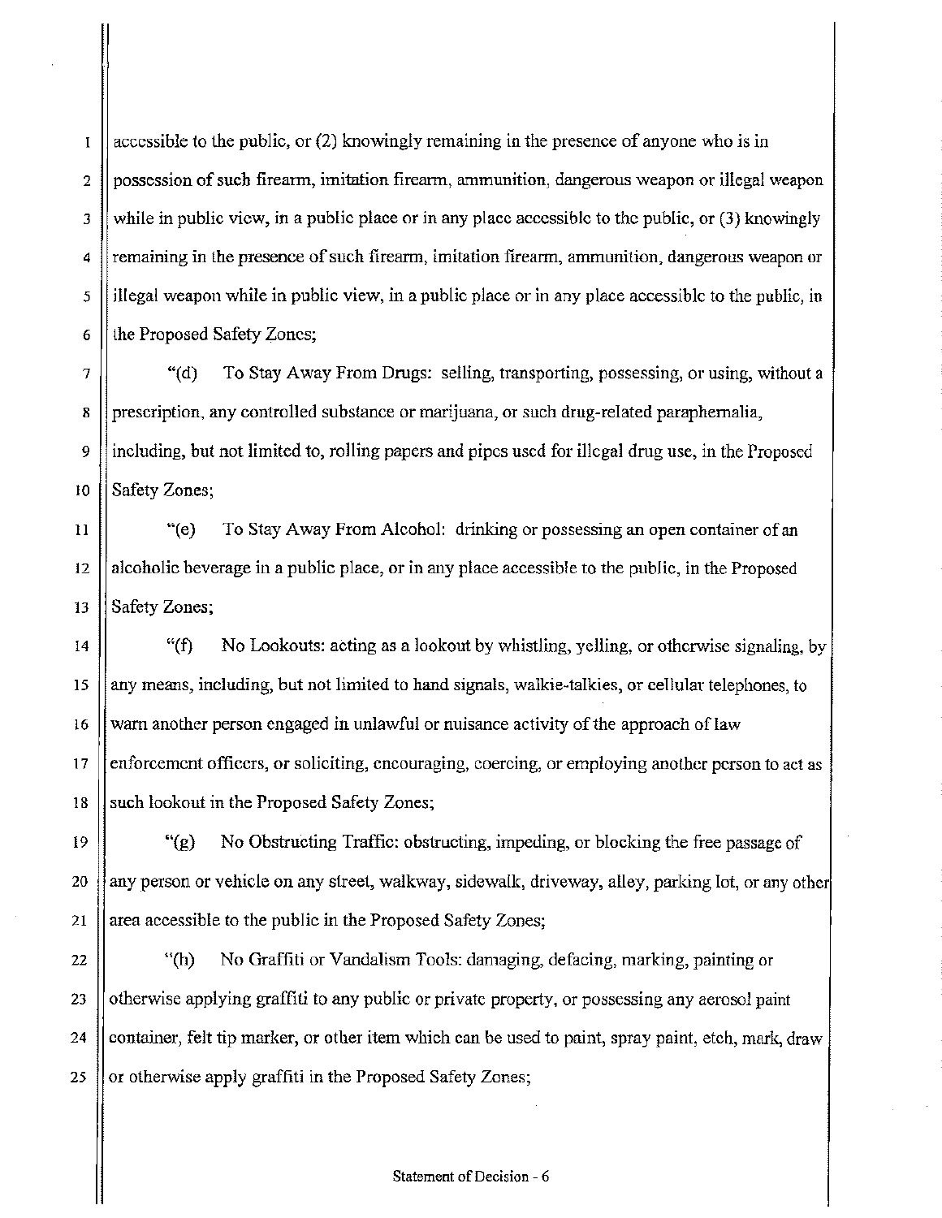accessible to the public, or (2) knowingly remaining in the presence of anyone who is in possession of such firearm, imitation firearm, ammunition, dangerous weapon or illegal weapon while in public view, in a public place or in any place accessible to the public, or (3) knowingly remaining in the presence of such firearm, imitation firearm, ammunition, dangerous weapon or illegal weapon while in public view, in a public place or in any place accessible to the public, in the Proposed Safety Zones;

"(d) To Stay Away From Drugs: selling, transporting, possessing, or using, without a prescription, any controlled substance or marijuana, or such drug-related paraphernalia, including, but not limited to, rolling papers and pipes used for illegal drug use, in the Proposed Safety Zones;

"(e) To Stay Away From Alcohol: drinking or possessing an open container of an alcoholic beverage in a public place, or in any place accessible to the public, in the Proposed Safety Zones;

"(f) No Lookouts: acting as a lookout by whistling, yelling, or otherwise signaling, by any means, including, but not limited to hand signals, walkie-talkies, or cellular telephones, to warn another person engaged in unlawful or nuisance activity of the approach of law enforcement officers, or soliciting, encouraging, coercing, or employing another person to act as such lookout in the Proposed Safety Zones;

"(g) No Obstructing Traffic: obstructing, impeding, or blocking the free passage of any person or vehicle on any street, walkway, sidewalk, driveway, alley, parking lot, or any other area accessible to the public in the Proposed Safety Zones;

"(h) No Graffiti or Vandalism Tools: damaging, defacing, marking, painting or otherwise applying graffiti to any public or private property, or possessing any aerosol paint container, felt tip marker, or other item which can be used to paint, spray paint, etch, mark, draw or otherwise apply graffiti in the Proposed Safety Zones;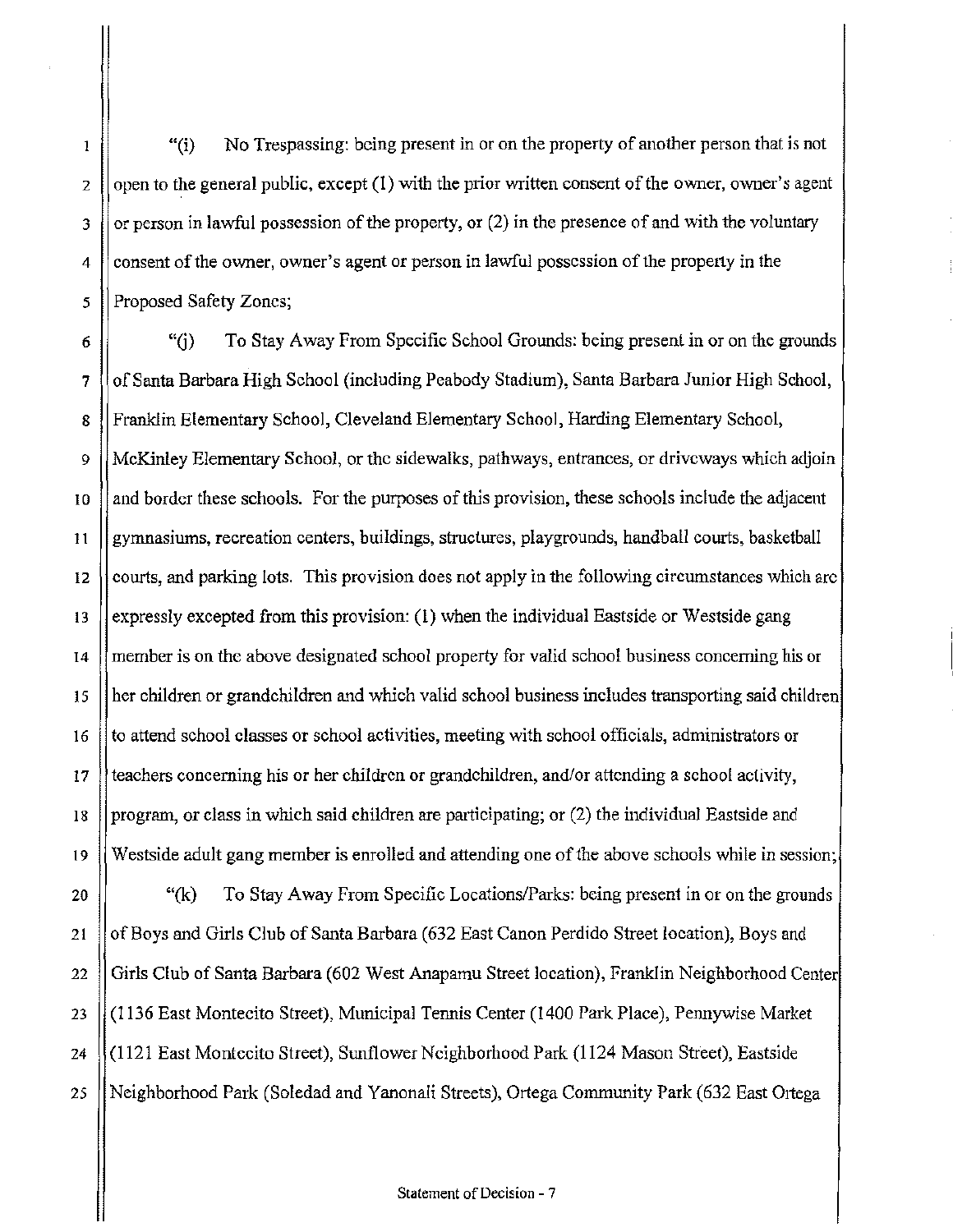"(i) No Trespassing: being present in or on the property of another person that is not open to the general public, except (1) with the prior written consent of the owner, owner's agent or person in lawful possession of the property, or (2) in the presence of and with the voluntary consent of the owner, owner's agent or person in lawful possession of the property in the Proposed Safety Zones;

"(j) To Stay Away From Specific School Grounds: being present in or on the grounds of Santa Barbara High School (including Peabody Stadium), Santa Barbara Junior High School, Franklin Elementary School, Cleveland Elementary School, Harding Elementary School, McKinley Elementary School, or the sidewalks, pathways, entrances, or driveways which adjoin and border these schools. For the purposes of this provision, these schools include the adjacent gymnasiums, recreation centers, buildings, structures, playgrounds, handball courts, basketball courts, and parking lots. This provision does not apply in the following circumstances which are expressly excepted from this provision: (1) when the individual Eastside or Westside gang member is on the above designated school property for valid school business concerning his or her children or grandchildren and which valid school business includes transporting said children to attend school classes or school activities, meeting with school officials, administrators or teachers concerning his or her children or grandchildren, and/or attending a school activity, program, or class in which said children are participating; or (2) the individual Eastside and Westside adult gang member is enrolled and attending one of the above schools while in session;

"(k) To Stay Away From Specific Locations/Parks: being present in or on the grounds of Boys and Girls Club of Santa Barbara (632 East Canon Perdido Street location), Boys and Girls Club of Santa Barbara (602 West Anapamu Street location), Franklin Neighborhood Center (1136 East Montecito Street), Municipal Tennis Center (1400 Park Place), Pennywise Market (1121 East Montecito Street), Sunflower Neighborhood Park (1124 Mason Street), Eastside Neighborhood Park (Soledad and Yanonali Streets), Ortega Community Park (632 East Ortega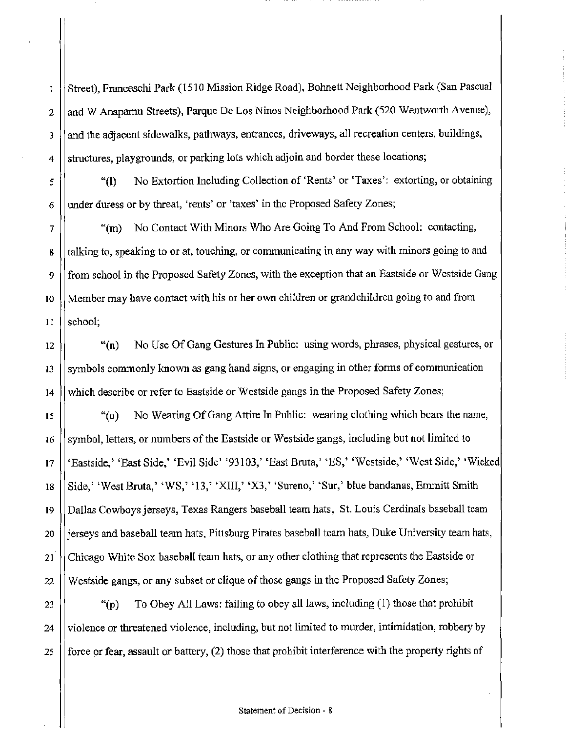Street), Franceschi Park (1510 Mission Ridge Road), Bohnett Neighborhood Park (San Pascual and W Anapamu Streets), Parque De Los Ninos Neighborhood Park (520 Wentworth Avenue), and the adjacent sidewalks, pathways, entrances, driveways, all recreation centers, buildings, structures, playgrounds, or parking lots which adjoin and border these locations;

"(l) No Extortion Including Collection of 'Rents' or 'Taxes': extorting, or obtaining under duress or by threat, 'rents' or 'taxes' in the Proposed Safety Zones;

"(m) No Contact With Minors Who Are Going To And From School: contacting, talking to, speaking to or at, touching, or communicating in any way with minors going to and from school in the Proposed Safety Zones, with the exception that an Eastside or Westside Gang Member may have contact with his or her own children or grandchildren going to and from school;

"(n) No Use Of Gang Gestures In Public: using words, phrases, physical gestures, or symbols commonly known as gang hand signs, or engaging in other forms of communication which describe or refer to Eastside or Westside gangs in the Proposed Safety Zones;

"(o) No Wearing Of Gang Attire In Public: wearing clothing which bears the name, symbol, letters, or numbers of the Eastside or Westside gangs, including but not limited to 'Eastside,' 'East Side,' 'Evil Side' '93103,' 'East Bruta,' 'ES,' 'Westside,' 'West Side,' 'Wicked Side,' 'West Bruta,' 'WS,' '13,' 'XIII,' 'X3,' 'Sureno,' 'Sur,' blue bandanas, Emmitt Smith Dallas Cowboys jerseys, Texas Rangers baseball team hats, St. Louis Cardinals baseball team jerseys and baseball team hats, Pittsburg Pirates baseball team hats, Duke University team hats, Chicago White Sox baseball team hats, or any other clothing that represents the Eastside or Westside gangs, or any subset or clique of those gangs in the Proposed Safety Zones;

"(p) To Obey All Laws: failing to obey all laws, including (1) those that prohibit violence or threatened violence, including, but not limited to murder, intimidation, robbery by force or fear, assault or battery, (2) those that prohibit interference with the property rights of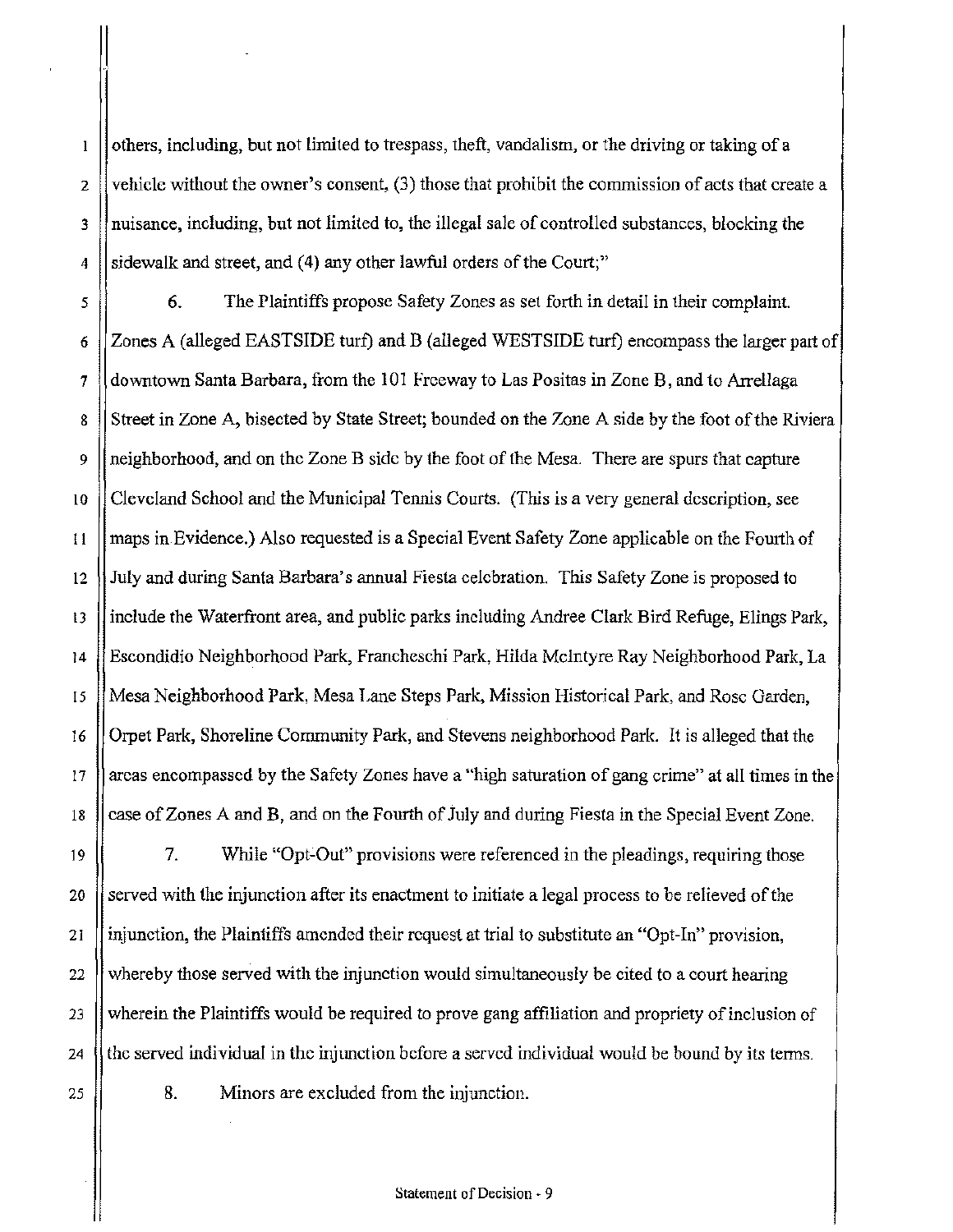others, including, but not limited to trespass, theft, vandalism, or the driving or taking of a vehicle without the owner's consent, (3) those that prohibit the commission of acts that create a nuisance, including, but not limited to, the illegal sale of controlled substances, blocking the sidewalk and street, and (4) any other lawful orders of the Court;"

6. The Plaintiffs propose Safety Zones as set forth in detail in their complaint. Zones A (alleged EASTSIDE turf) and B (alleged WESTSIDE turf) encompass the larger part of downtown Santa Barbara, from the 101 Freeway to Las Positas in Zone B, and to Arrellaga Street in Zone A, bisected by State Street; bounded on the Zone A side by the foot of the Riviera neighborhood, and on the Zone B side by the foot of the Mesa. There are spurs that capture Cleveland School and the Municipal Tennis Courts. (This is a very general description, see maps in Evidence.) Also requested is a Special Event Safety Zone applicable on the Fourth of July and during Santa Barbara's annual Fiesta celebration. This Safety Zone is proposed to include the Waterfront area, and public parks including Andree Clark Bird Refuge, Elings Park, Escondidio Neighborhood Park, Francheschi Park, Hilda McIntyre Ray Neighborhood Park, La Mesa Neighborhood Park, Mesa Lane Steps Park, Mission Historical Park, and Rose Garden, Orpet Park, Shoreline Community Park, and Stevens neighborhood Park. It is alleged that the areas encompassed by the Safety Zones have a "high saturation of gang crime" at all times in the case of Zones A and B, and on the Fourth of July and during Fiesta in the Special Event Zone.

7. While "Opt-Out" provisions were referenced in the pleadings, requiring those served with the injunction after its enactment to initiate a legal process to be relieved of the injunction, the Plaintiffs amended their request at trial to substitute an "Opt-In" provision, whereby those served with the injunction would simultaneously be cited to a court hearing wherein the Plaintiffs would be required to prove gang affiliation and propriety of inclusion of the served individual in the injunction before a served individual would be bound by its terms.

8. Minors are excluded from the injunction.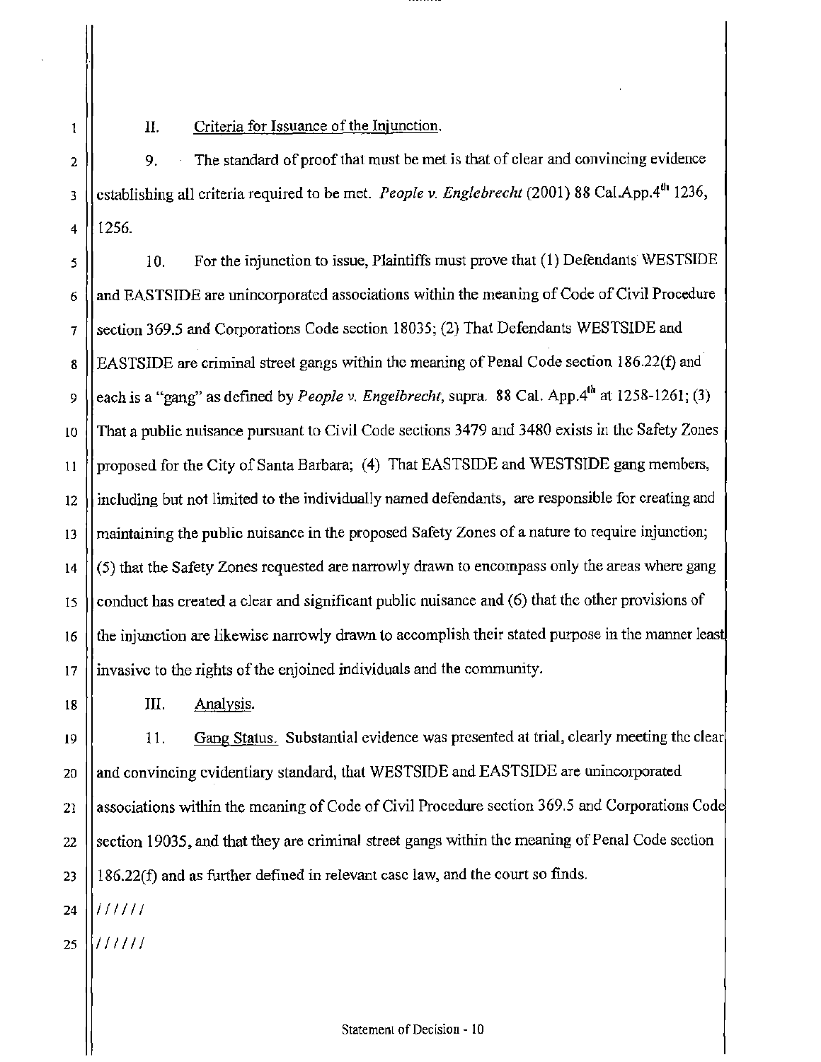## II. Criteria for Issuance of the Injunction.

9. The standard of proof that must be met is that of clear and convincing evidence establishing all criteria required to be met. *People v. Englebrecht* (2001) 88 Cal.App.4th 1236, 1256.

10. For the injunction to issue, Plaintiffs must prove that (1) Defendants WESTSIDE and EASTSIDE are unincorporated associations within the meaning of Code of Civil Procedure section 369.5 and Corporations Code section 18035; (2) That Defendants WESTSIDE and EASTSIDE are criminal street gangs within the meaning of Penal Code section 186.22(f) and each is a "gang" as defined by *People v. Engelbrecht*, supra. 88 Cal. App.4th at 1258-1261; (3) That a public nuisance pursuant to Civil Code sections 3479 and 3480 exists in the Safety Zones proposed for the City of Santa Barbara; (4) That EASTSIDE and WESTSIDE gang members, including but not limited to the individually named defendants, are responsible for creating and maintaining the public nuisance in the proposed Safety Zones of a nature to require injunction; (5) that the Safety Zones requested are narrowly drawn to encompass only the areas where gang conduct has created a clear and significant public nuisance and (6) that the other provisions of the injunction are likewise narrowly drawn to accomplish their stated purpose in the manner least invasive to the rights of the enjoined individuals and the community.

## III. Analysis.

11. Gang Status. Substantial evidence was presented at trial, clearly meeting the clear and convincing evidentiary standard, that WESTSIDE and EASTSIDE are unincorporated associations within the meaning of Code of Civil Procedure section 369.5 and Corporations Code section 19035, and that they are criminal street gangs within the meaning of Penal Code section 186.22(f) and as further defined in relevant case law, and the court so finds.

//////

//////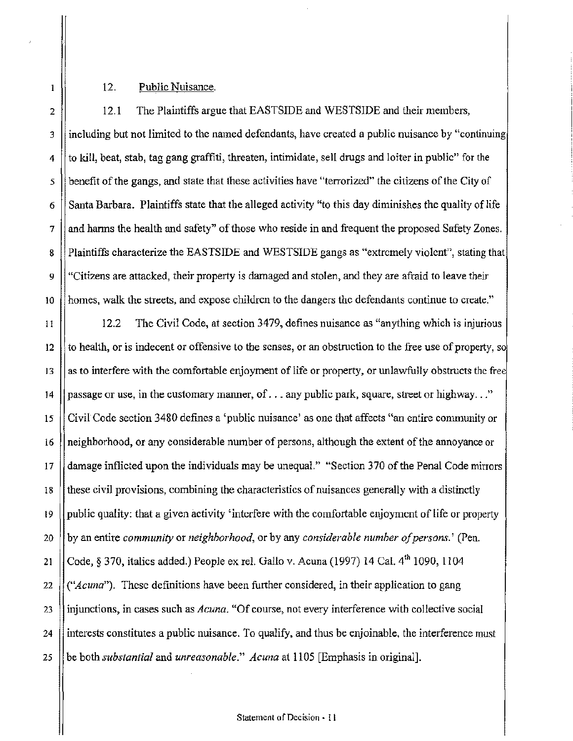12. <u>Public Nuisance</u>.

12.1 The Plaintiffs argue that EASTSIDE and WESTSIDE and their members, including but not limited to the named defendants, have created a public nuisance by "continuing to kill, beat, stab, tag gang graffiti, threaten, intimidate, sell drugs and loiter in public" for the benefit of the gangs, and state that these activities have "terrorized" the citizens of the City of Santa Barbara. Plaintiffs state that the alleged activity "to this day diminishes the quality of life and harms the health and safety" of those who reside in and frequent the proposed Safety Zones. Plaintiffs characterize the EASTSIDE and WESTSIDE gangs as "extremely violent", stating that "Citizens are attacked, their property is damaged and stolen, and they are afraid to leave their homes, walk the streets, and expose children to the dangers the defendants continue to create."

12.2 The Civil Code, at section 3479, defines nuisance as "anything which is injurious to health, or is indecent or offensive to the senses, or an obstruction to the free use of property, so as to interfere with the comfortable enjoyment of life or property, or unlawfully obstructs the free passage or use, in the customary manner, of . . . any public park, square, street or highway. . ." Civil Code section 3480 defines a 'public nuisance' as one that affects "an entire community or neighborhood, or any considerable number of persons, although the extent of the annoyance or damage inflicted upon the individuals may be unequal." "Section 370 of the Penal Code mirrors these civil provisions, combining the characteristics of nuisances generally with a distinctly public quality: that a given activity 'interfere with the comfortable enjoyment of life or property by an entire *community* or *neighborhood*, or by any *considerable number of persons*.' (Pen. Code, § 370, italics added.) People ex rel. Gallo v. Acuna (1997) 14 Cal. 4th 1090, 1104 ("*Acuna*"). These definitions have been further considered, in their application to gang injunctions, in cases such as *Acuna*. "Of course, not every interference with collective social interests constitutes a public nuisance. To qualify, and thus be enjoinable, the interference must be both *substantial* and *unreasonable*." *Acuna* at 1105 [Emphasis in original].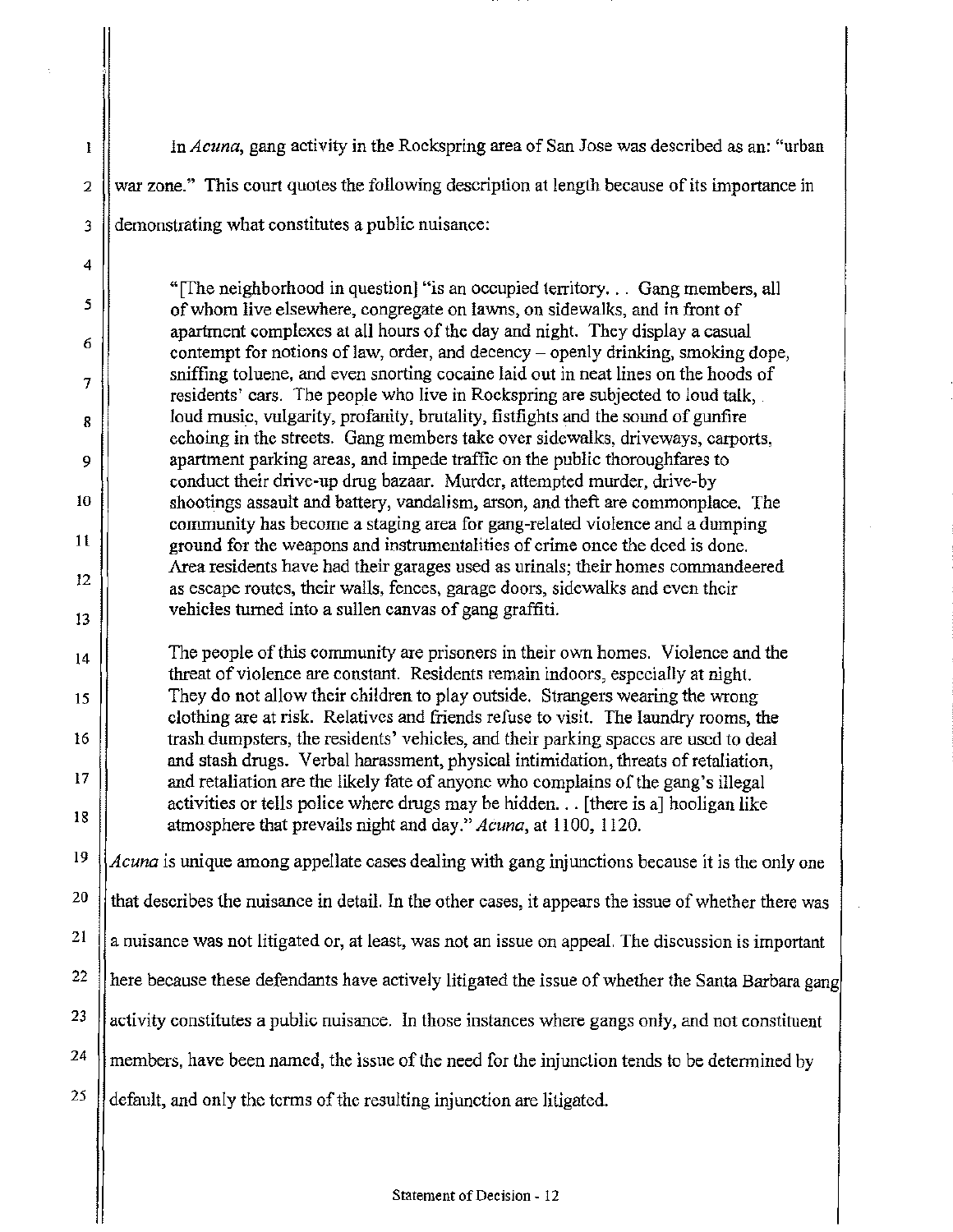In *Acuna*, gang activity in the Rockspring area of San Jose was described as an: "urban war zone." This court quotes the following description at length because of its importance in demonstrating what constitutes a public nuisance:

> "[The neighborhood in question] "is an occupied territory. . . Gang members, all of whom live elsewhere, congregate on lawns, on sidewalks, and in front of apartment complexes at all hours of the day and night. They display a casual contempt for notions of law, order, and decency – openly drinking, smoking dope, sniffing toluene, and even snorting cocaine laid out in neat lines on the hoods of residents' cars. The people who live in Rockspring are subjected to loud talk, loud music, vulgarity, profanity, brutality, fistfights and the sound of gunfire echoing in the streets. Gang members take over sidewalks, driveways, carports, apartment parking areas, and impede traffic on the public thoroughfares to conduct their drive-up drug bazaar. Murder, attempted murder, drive-by shootings assault and battery, vandalism, arson, and theft are commonplace. The community has become a staging area for gang-related violence and a dumping ground for the weapons and instrumentalities of crime once the deed is done. Area residents have had their garages used as urinals; their homes commandeered as escape routes, their walls, fences, garage doors, sidewalks and even their vehicles turned into a sullen canvas of gang graffiti.
>
> The people of this community are prisoners in their own homes. Violence and the threat of violence are constant. Residents remain indoors, especially at night. They do not allow their children to play outside. Strangers wearing the wrong clothing are at risk. Relatives and friends refuse to visit. The laundry rooms, the trash dumpsters, the residents' vehicles, and their parking spaces are used to deal and stash drugs. Verbal harassment, physical intimidation, threats of retaliation, and retaliation are the likely fate of anyone who complains of the gang's illegal activities or tells police where drugs may be hidden. . . [there is a] hooligan like atmosphere that prevails night and day." *Acuna*, at 1100, 1120.

*Acuna* is unique among appellate cases dealing with gang injunctions because it is the only one that describes the nuisance in detail. In the other cases, it appears the issue of whether there was a nuisance was not litigated or, at least, was not an issue on appeal. The discussion is important here because these defendants have actively litigated the issue of whether the Santa Barbara gang activity constitutes a public nuisance. In those instances where gangs only, and not constituent members, have been named, the issue of the need for the injunction tends to be determined by default, and only the terms of the resulting injunction are litigated.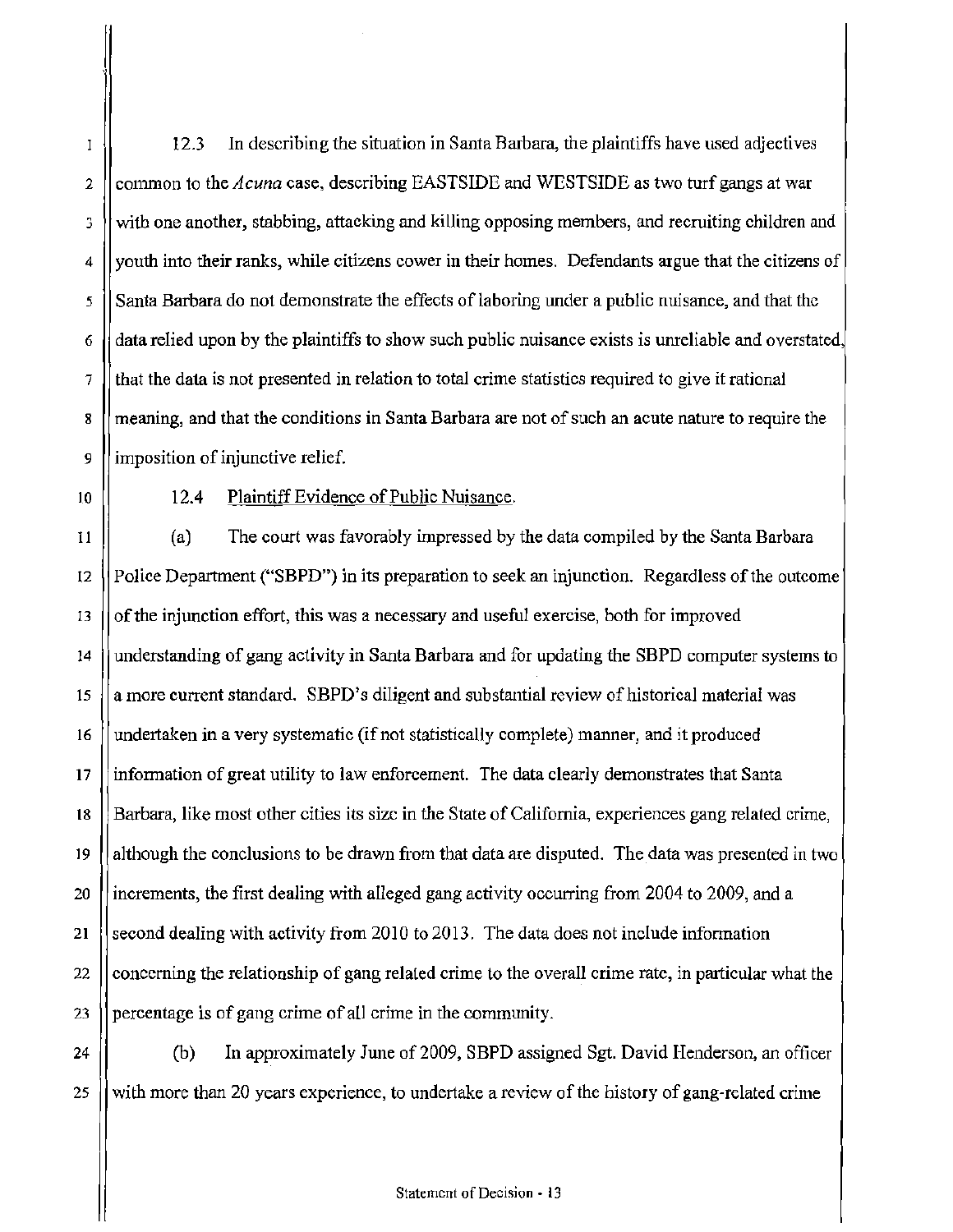12.3 In describing the situation in Santa Barbara, the plaintiffs have used adjectives common to the *Acuna* case, describing EASTSIDE and WESTSIDE as two turf gangs at war with one another, stabbing, attacking and killing opposing members, and recruiting children and youth into their ranks, while citizens cower in their homes. Defendants argue that the citizens of Santa Barbara do not demonstrate the effects of laboring under a public nuisance, and that the data relied upon by the plaintiffs to show such public nuisance exists is unreliable and overstated, that the data is not presented in relation to total crime statistics required to give it rational meaning, and that the conditions in Santa Barbara are not of such an acute nature to require the imposition of injunctive relief.

12.4 <u>Plaintiff Evidence of Public Nuisance</u>.

(a) The court was favorably impressed by the data compiled by the Santa Barbara Police Department ("SBPD") in its preparation to seek an injunction. Regardless of the outcome of the injunction effort, this was a necessary and useful exercise, both for improved understanding of gang activity in Santa Barbara and for updating the SBPD computer systems to a more current standard. SBPD's diligent and substantial review of historical material was undertaken in a very systematic (if not statistically complete) manner, and it produced information of great utility to law enforcement. The data clearly demonstrates that Santa Barbara, like most other cities its size in the State of California, experiences gang related crime, although the conclusions to be drawn from that data are disputed. The data was presented in two increments, the first dealing with alleged gang activity occurring from 2004 to 2009, and a second dealing with activity from 2010 to 2013. The data does not include information concerning the relationship of gang related crime to the overall crime rate, in particular what the percentage is of gang crime of all crime in the community.

(b) In approximately June of 2009, SBPD assigned Sgt. David Henderson, an officer with more than 20 years experience, to undertake a review of the history of gang-related crime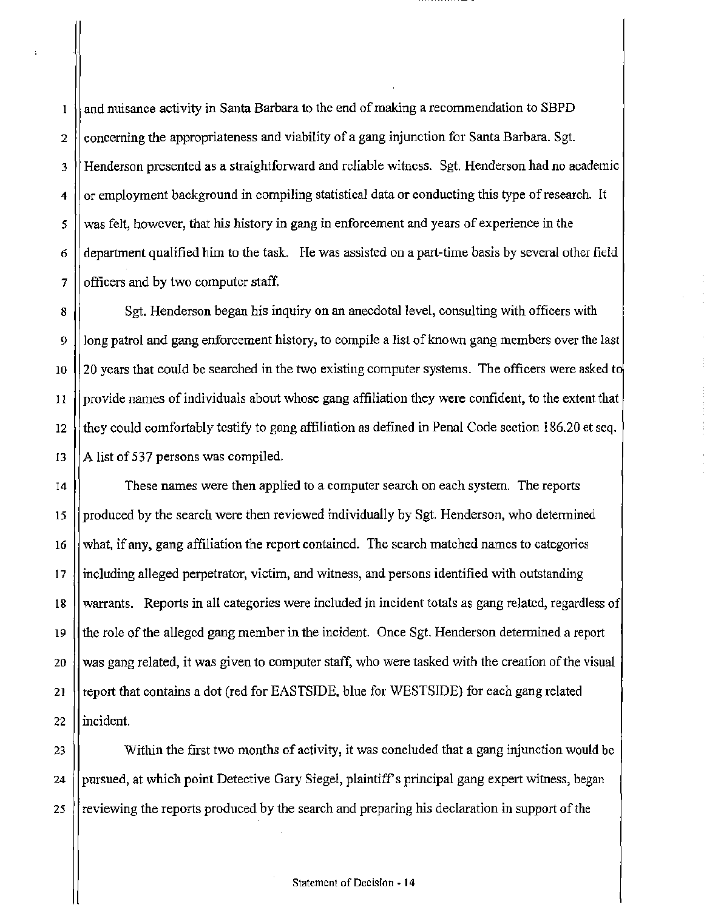and nuisance activity in Santa Barbara to the end of making a recommendation to SBPD concerning the appropriateness and viability of a gang injunction for Santa Barbara. Sgt. Henderson presented as a straightforward and reliable witness. Sgt. Henderson had no academic or employment background in compiling statistical data or conducting this type of research. It was felt, however, that his history in gang in enforcement and years of experience in the department qualified him to the task. He was assisted on a part-time basis by several other field officers and by two computer staff.

Sgt. Henderson began his inquiry on an anecdotal level, consulting with officers with long patrol and gang enforcement history, to compile a list of known gang members over the last 20 years that could be searched in the two existing computer systems. The officers were asked to provide names of individuals about whose gang affiliation they were confident, to the extent that they could comfortably testify to gang affiliation as defined in Penal Code section 186.20 et seq. A list of 537 persons was compiled.

These names were then applied to a computer search on each system. The reports produced by the search were then reviewed individually by Sgt. Henderson, who determined what, if any, gang affiliation the report contained. The search matched names to categories including alleged perpetrator, victim, and witness, and persons identified with outstanding warrants. Reports in all categories were included in incident totals as gang related, regardless of the role of the alleged gang member in the incident. Once Sgt. Henderson determined a report was gang related, it was given to computer staff, who were tasked with the creation of the visual report that contains a dot (red for EASTSIDE, blue for WESTSIDE) for each gang related incident.

Within the first two months of activity, it was concluded that a gang injunction would be pursued, at which point Detective Gary Siegel, plaintiff's principal gang expert witness, began reviewing the reports produced by the search and preparing his declaration in support of the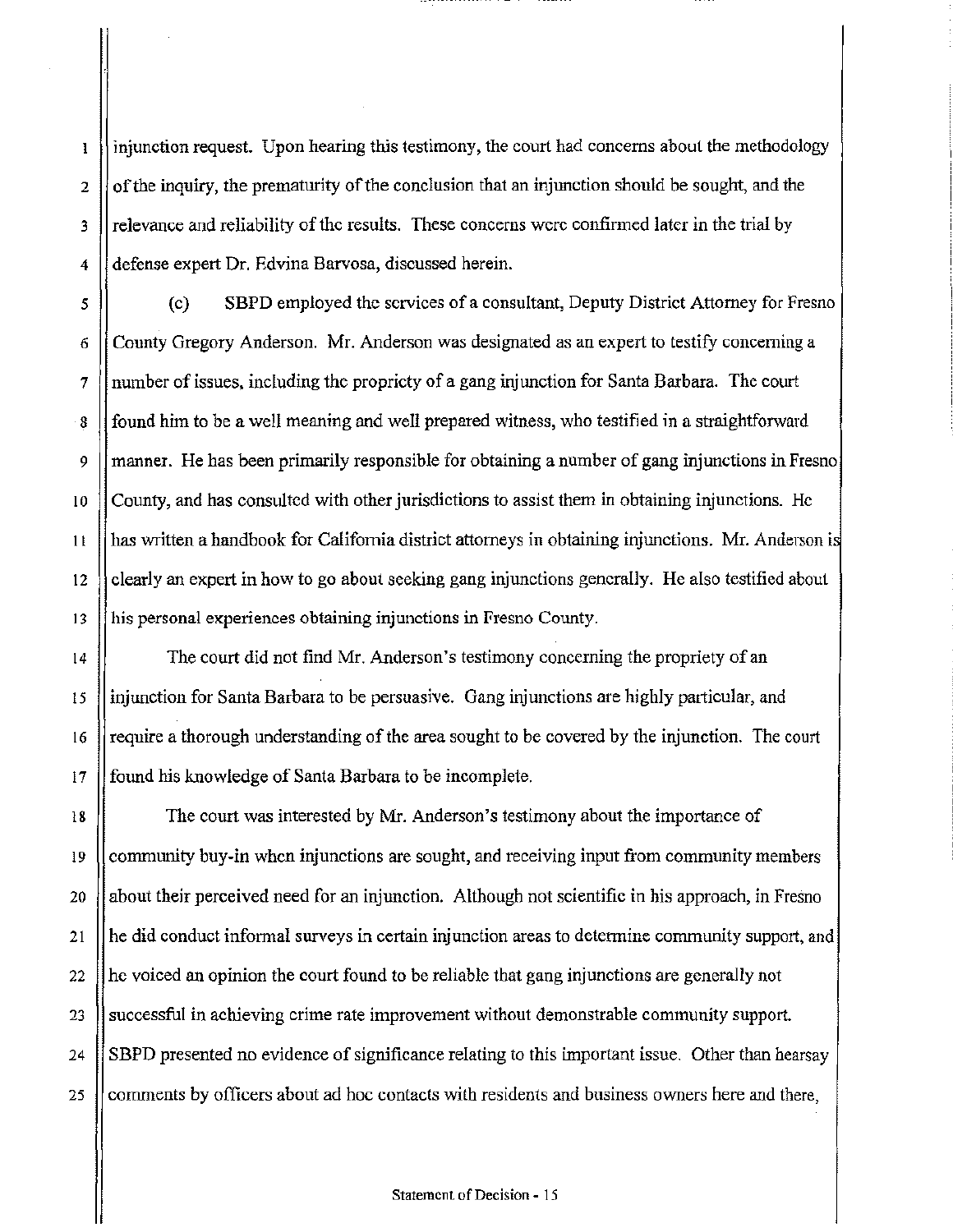injunction request. Upon hearing this testimony, the court had concerns about the methodology of the inquiry, the prematurity of the conclusion that an injunction should be sought, and the relevance and reliability of the results. These concerns were confirmed later in the trial by defense expert Dr. Edvina Barvosa, discussed herein.

(c) SBPD employed the services of a consultant, Deputy District Attorney for Fresno County Gregory Anderson. Mr. Anderson was designated as an expert to testify concerning a number of issues, including the propriety of a gang injunction for Santa Barbara. The court found him to be a well meaning and well prepared witness, who testified in a straightforward manner. He has been primarily responsible for obtaining a number of gang injunctions in Fresno County, and has consulted with other jurisdictions to assist them in obtaining injunctions. He has written a handbook for California district attorneys in obtaining injunctions. Mr. Anderson is clearly an expert in how to go about seeking gang injunctions generally. He also testified about his personal experiences obtaining injunctions in Fresno County.

The court did not find Mr. Anderson's testimony concerning the propriety of an injunction for Santa Barbara to be persuasive. Gang injunctions are highly particular, and require a thorough understanding of the area sought to be covered by the injunction. The court found his knowledge of Santa Barbara to be incomplete.

The court was interested by Mr. Anderson's testimony about the importance of community buy-in when injunctions are sought, and receiving input from community members about their perceived need for an injunction. Although not scientific in his approach, in Fresno he did conduct informal surveys in certain injunction areas to determine community support, and he voiced an opinion the court found to be reliable that gang injunctions are generally not successful in achieving crime rate improvement without demonstrable community support. SBPD presented no evidence of significance relating to this important issue. Other than hearsay comments by officers about ad hoc contacts with residents and business owners here and there,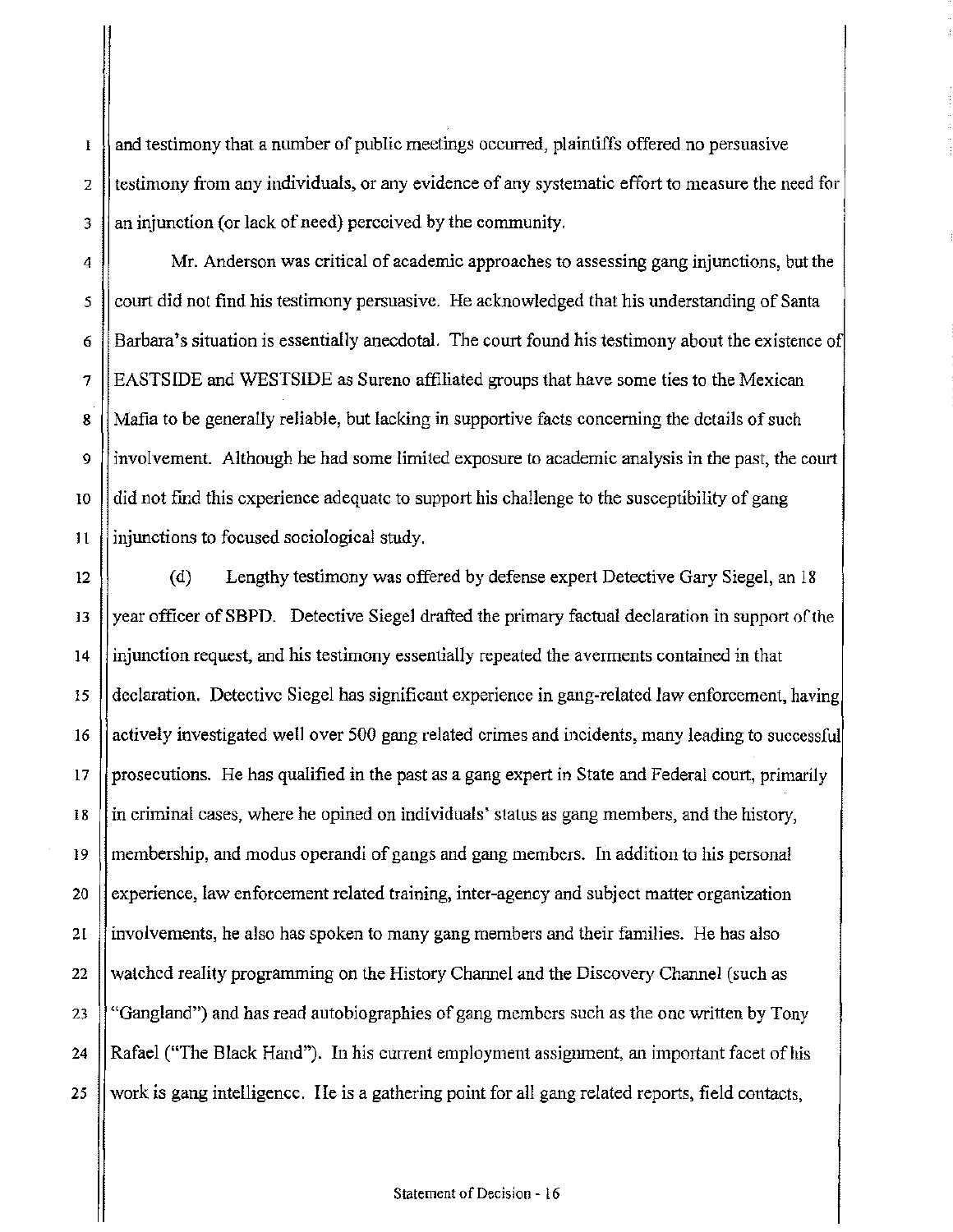and testimony that a number of public meetings occurred, plaintiffs offered no persuasive testimony from any individuals, or any evidence of any systematic effort to measure the need for an injunction (or lack of need) perceived by the community.

Mr. Anderson was critical of academic approaches to assessing gang injunctions, but the court did not find his testimony persuasive. He acknowledged that his understanding of Santa Barbara's situation is essentially anecdotal. The court found his testimony about the existence of EASTSIDE and WESTSIDE as Sureno affiliated groups that have some ties to the Mexican Mafia to be generally reliable, but lacking in supportive facts concerning the details of such involvement. Although he had some limited exposure to academic analysis in the past, the court did not find this experience adequate to support his challenge to the susceptibility of gang injunctions to focused sociological study.

(d) Lengthy testimony was offered by defense expert Detective Gary Siegel, an 18 year officer of SBPD. Detective Siegel drafted the primary factual declaration in support of the injunction request, and his testimony essentially repeated the averments contained in that declaration. Detective Siegel has significant experience in gang-related law enforcement, having actively investigated well over 500 gang related crimes and incidents, many leading to successful prosecutions. He has qualified in the past as a gang expert in State and Federal court, primarily in criminal cases, where he opined on individuals' status as gang members, and the history, membership, and modus operandi of gangs and gang members. In addition to his personal experience, law enforcement related training, inter-agency and subject matter organization involvements, he also has spoken to many gang members and their families. He has also watched reality programming on the History Channel and the Discovery Channel (such as "Gangland") and has read autobiographies of gang members such as the one written by Tony Rafael ("The Black Hand"). In his current employment assignment, an important facet of his work is gang intelligence. He is a gathering point for all gang related reports, field contacts,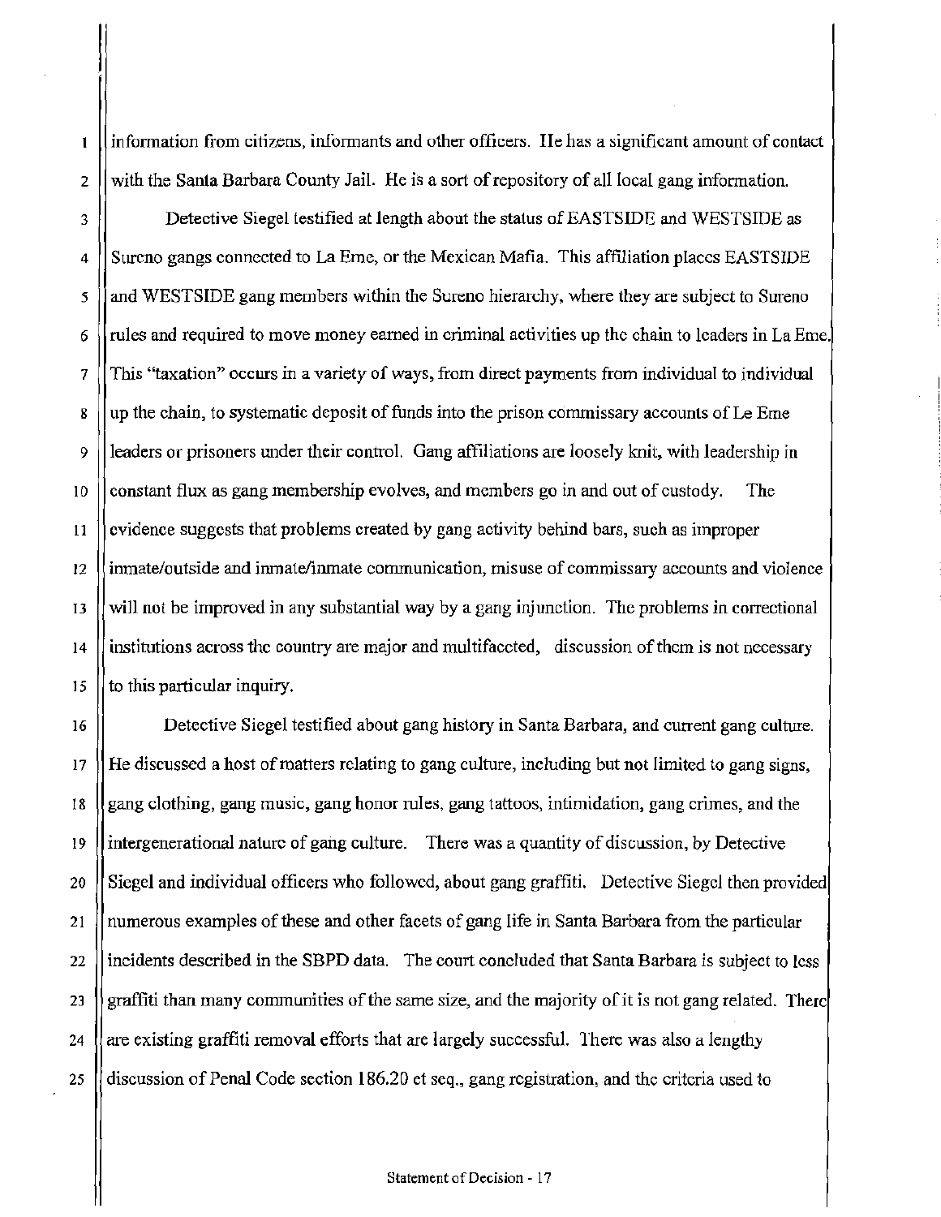information from citizens, informants and other officers. He has a significant amount of contact with the Santa Barbara County Jail. He is a sort of repository of all local gang information.

Detective Siegel testified at length about the status of EASTSIDE and WESTSIDE as Sureno gangs connected to La Eme, or the Mexican Mafia. This affiliation places EASTSIDE and WESTSIDE gang members within the Sureno hierarchy, where they are subject to Sureno rules and required to move money earned in criminal activities up the chain to leaders in La Eme. This "taxation" occurs in a variety of ways, from direct payments from individual to individual up the chain, to systematic deposit of funds into the prison commissary accounts of Le Eme leaders or prisoners under their control. Gang affiliations are loosely knit, with leadership in constant flux as gang membership evolves, and members go in and out of custody. The evidence suggests that problems created by gang activity behind bars, such as improper inmate/outside and inmate/inmate communication, misuse of commissary accounts and violence will not be improved in any substantial way by a gang injunction. The problems in correctional institutions across the country are major and multifaceted, discussion of them is not necessary to this particular inquiry.

Detective Siegel testified about gang history in Santa Barbara, and current gang culture. He discussed a host of matters relating to gang culture, including but not limited to gang signs, gang clothing, gang music, gang honor rules, gang tattoos, intimidation, gang crimes, and the intergenerational nature of gang culture. There was a quantity of discussion, by Detective Siegel and individual officers who followed, about gang graffiti. Detective Siegel then provided numerous examples of these and other facets of gang life in Santa Barbara from the particular incidents described in the SBPD data. The court concluded that Santa Barbara is subject to less graffiti than many communities of the same size, and the majority of it is not gang related. There are existing graffiti removal efforts that are largely successful. There was also a lengthy discussion of Penal Code section 186.20 et seq., gang registration, and the criteria used to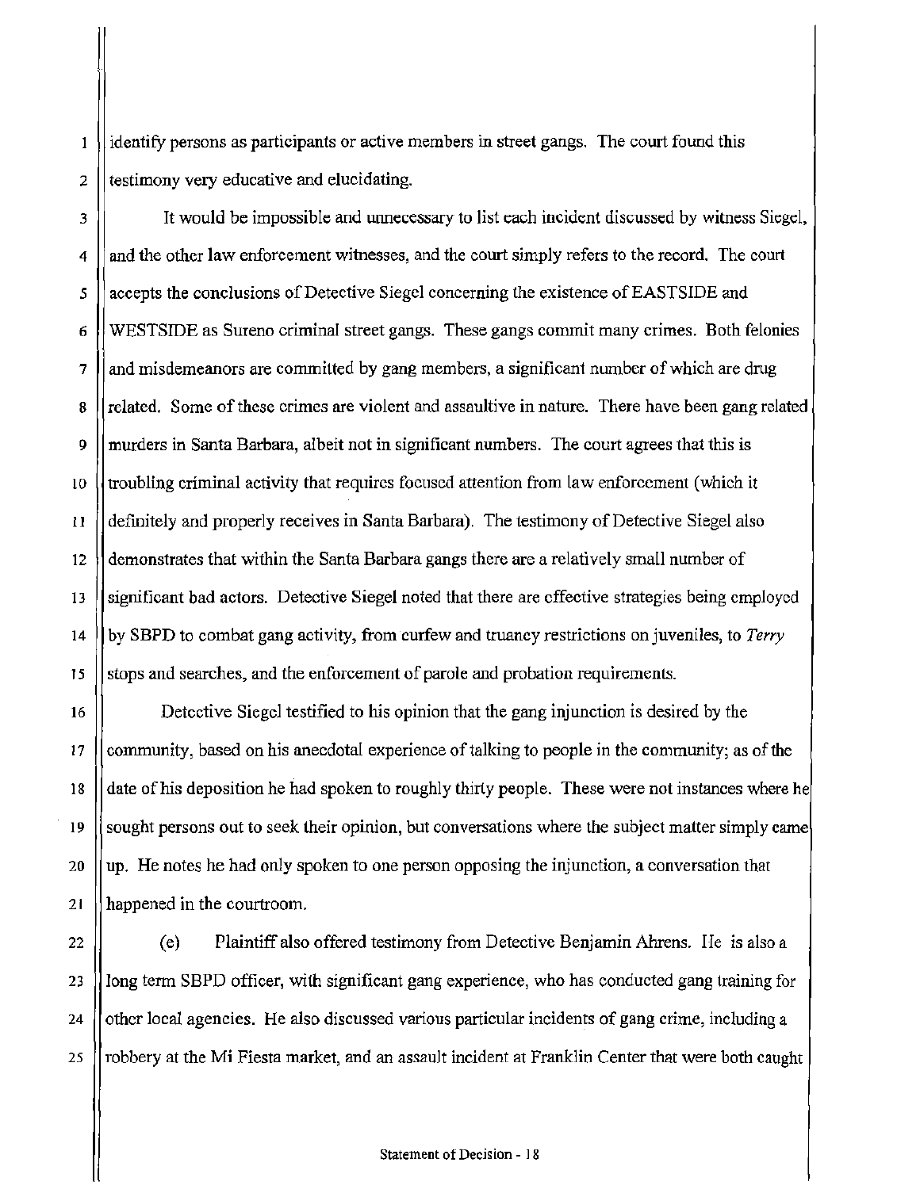identify persons as participants or active members in street gangs. The court found this testimony very educative and elucidating.

It would be impossible and unnecessary to list each incident discussed by witness Siegel, and the other law enforcement witnesses, and the court simply refers to the record. The court accepts the conclusions of Detective Siegel concerning the existence of EASTSIDE and WESTSIDE as Sureno criminal street gangs. These gangs commit many crimes. Both felonies and misdemeanors are committed by gang members, a significant number of which are drug related. Some of these crimes are violent and assaultive in nature. There have been gang related murders in Santa Barbara, albeit not in significant numbers. The court agrees that this is troubling criminal activity that requires focused attention from law enforcement (which it definitely and properly receives in Santa Barbara). The testimony of Detective Siegel also demonstrates that within the Santa Barbara gangs there are a relatively small number of significant bad actors. Detective Siegel noted that there are effective strategies being employed by SBPD to combat gang activity, from curfew and truancy restrictions on juveniles, to *Terry* stops and searches, and the enforcement of parole and probation requirements.

Detective Siegel testified to his opinion that the gang injunction is desired by the community, based on his anecdotal experience of talking to people in the community; as of the date of his deposition he had spoken to roughly thirty people. These were not instances where he sought persons out to seek their opinion, but conversations where the subject matter simply came up. He notes he had only spoken to one person opposing the injunction, a conversation that happened in the courtroom.

(e) Plaintiff also offered testimony from Detective Benjamin Ahrens. He is also a long term SBPD officer, with significant gang experience, who has conducted gang training for other local agencies. He also discussed various particular incidents of gang crime, including a robbery at the Mi Fiesta market, and an assault incident at Franklin Center that were both caught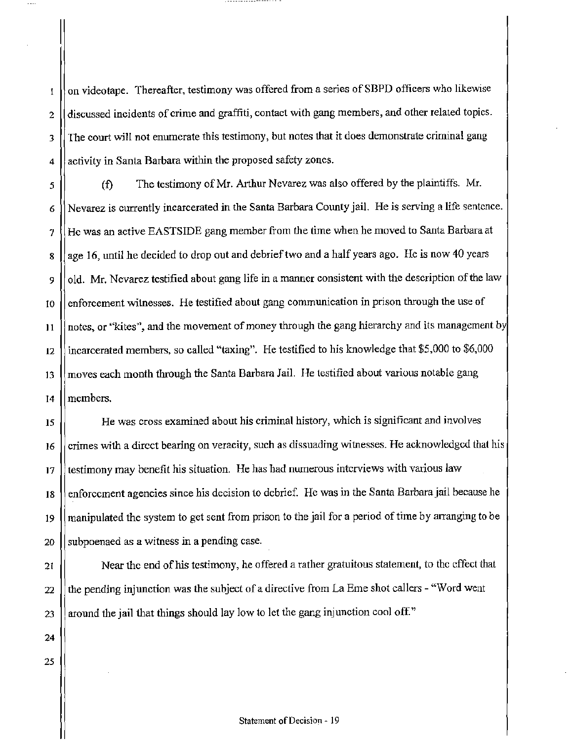on videotape. Thereafter, testimony was offered from a series of SBPD officers who likewise discussed incidents of crime and graffiti, contact with gang members, and other related topics. The court will not enumerate this testimony, but notes that it does demonstrate criminal gang activity in Santa Barbara within the proposed safety zones.

(f) The testimony of Mr. Arthur Nevarez was also offered by the plaintiffs. Mr. Nevarez is currently incarcerated in the Santa Barbara County jail. He is serving a life sentence. He was an active EASTSIDE gang member from the time when he moved to Santa Barbara at age 16, until he decided to drop out and debrief two and a half years ago. He is now 40 years old. Mr. Nevarez testified about gang life in a manner consistent with the description of the law enforcement witnesses. He testified about gang communication in prison through the use of notes, or "kites", and the movement of money through the gang hierarchy and its management by incarcerated members, so called "taxing". He testified to his knowledge that $5,000 to $6,000 moves each month through the Santa Barbara Jail. He testified about various notable gang members.

He was cross examined about his criminal history, which is significant and involves crimes with a direct bearing on veracity, such as dissuading witnesses. He acknowledged that his testimony may benefit his situation. He has had numerous interviews with various law enforcement agencies since his decision to debrief. He was in the Santa Barbara jail because he manipulated the system to get sent from prison to the jail for a period of time by arranging to be subpoenaed as a witness in a pending case.

Near the end of his testimony, he offered a rather gratuitous statement, to the effect that the pending injunction was the subject of a directive from La Eme shot callers - "Word went around the jail that things should lay low to let the gang injunction cool off."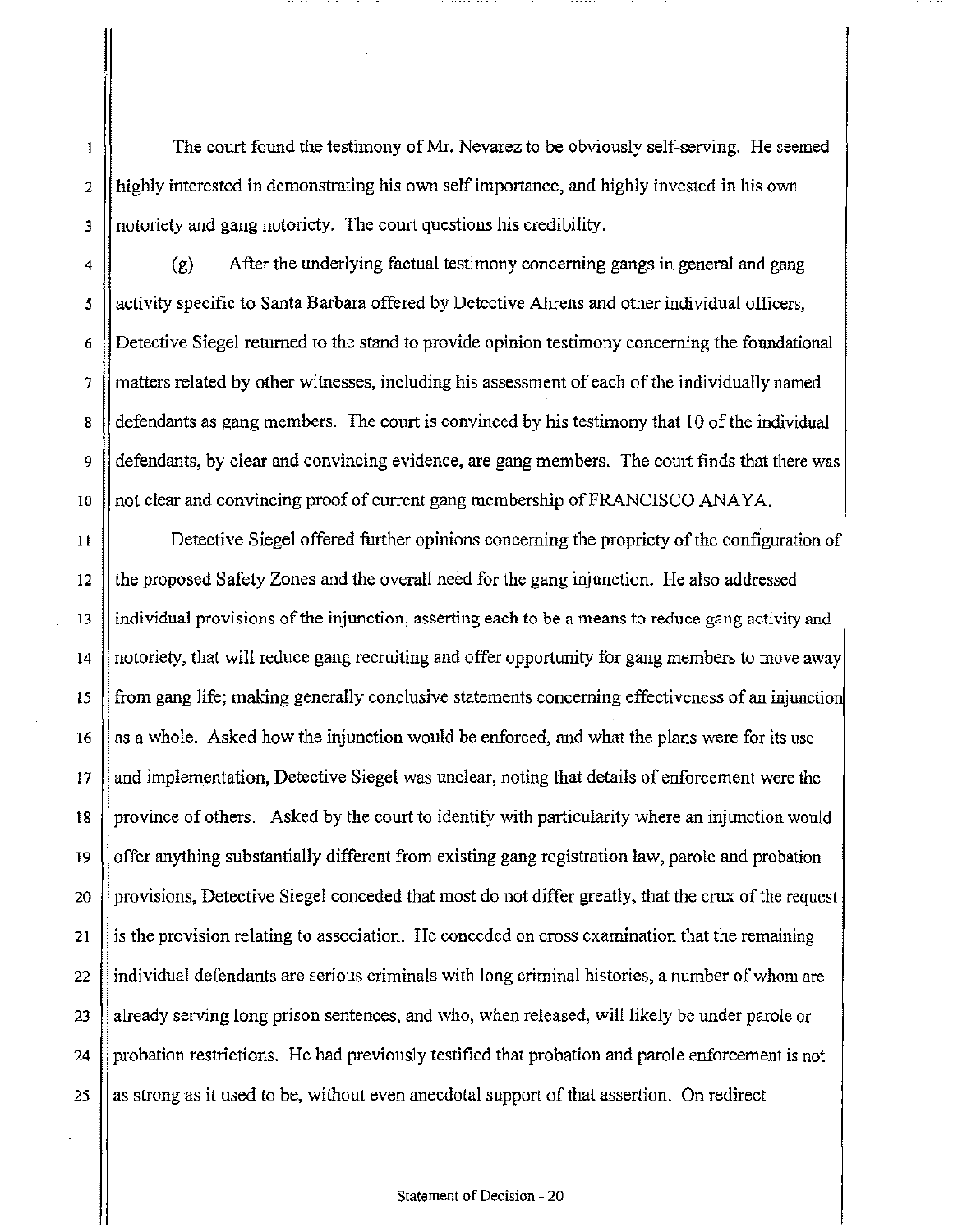The court found the testimony of Mr. Nevarez to be obviously self-serving. He seemed highly interested in demonstrating his own self importance, and highly invested in his own notoriety and gang notoriety. The court questions his credibility.

(g) After the underlying factual testimony concerning gangs in general and gang activity specific to Santa Barbara offered by Detective Ahrens and other individual officers, Detective Siegel returned to the stand to provide opinion testimony concerning the foundational matters related by other witnesses, including his assessment of each of the individually named defendants as gang members. The court is convinced by his testimony that 10 of the individual defendants, by clear and convincing evidence, are gang members. The court finds that there was not clear and convincing proof of current gang membership of FRANCISCO ANAYA.

Detective Siegel offered further opinions concerning the propriety of the configuration of the proposed Safety Zones and the overall need for the gang injunction. He also addressed individual provisions of the injunction, asserting each to be a means to reduce gang activity and notoriety, that will reduce gang recruiting and offer opportunity for gang members to move away from gang life; making generally conclusive statements concerning effectiveness of an injunction as a whole. Asked how the injunction would be enforced, and what the plans were for its use and implementation, Detective Siegel was unclear, noting that details of enforcement were the province of others. Asked by the court to identify with particularity where an injunction would offer anything substantially different from existing gang registration law, parole and probation provisions, Detective Siegel conceded that most do not differ greatly, that the crux of the request is the provision relating to association. He conceded on cross examination that the remaining individual defendants are serious criminals with long criminal histories, a number of whom are already serving long prison sentences, and who, when released, will likely be under parole or probation restrictions. He had previously testified that probation and parole enforcement is not as strong as it used to be, without even anecdotal support of that assertion. On redirect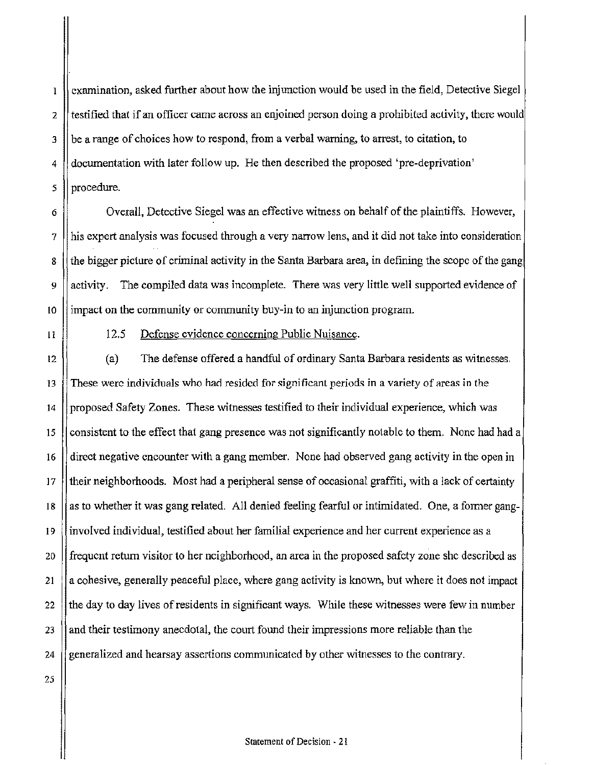examination, asked further about how the injunction would be used in the field, Detective Siegel testified that if an officer came across an enjoined person doing a prohibited activity, there would be a range of choices how to respond, from a verbal warning, to arrest, to citation, to documentation with later follow up. He then described the proposed 'pre-deprivation' procedure.

Overall, Detective Siegel was an effective witness on behalf of the plaintiffs. However, his expert analysis was focused through a very narrow lens, and it did not take into consideration the bigger picture of criminal activity in the Santa Barbara area, in defining the scope of the gang activity. The compiled data was incomplete. There was very little well supported evidence of impact on the community or community buy-in to an injunction program.

12.5 Defense evidence concerning Public Nuisance.

(a) The defense offered a handful of ordinary Santa Barbara residents as witnesses. These were individuals who had resided for significant periods in a variety of areas in the proposed Safety Zones. These witnesses testified to their individual experience, which was consistent to the effect that gang presence was not significantly notable to them. None had had a direct negative encounter with a gang member. None had observed gang activity in the open in their neighborhoods. Most had a peripheral sense of occasional graffiti, with a lack of certainty as to whether it was gang related. All denied feeling fearful or intimidated. One, a former gang-involved individual, testified about her familial experience and her current experience as a frequent return visitor to her neighborhood, an area in the proposed safety zone she described as a cohesive, generally peaceful place, where gang activity is known, but where it does not impact the day to day lives of residents in significant ways. While these witnesses were few in number and their testimony anecdotal, the court found their impressions more reliable than the generalized and hearsay assertions communicated by other witnesses to the contrary.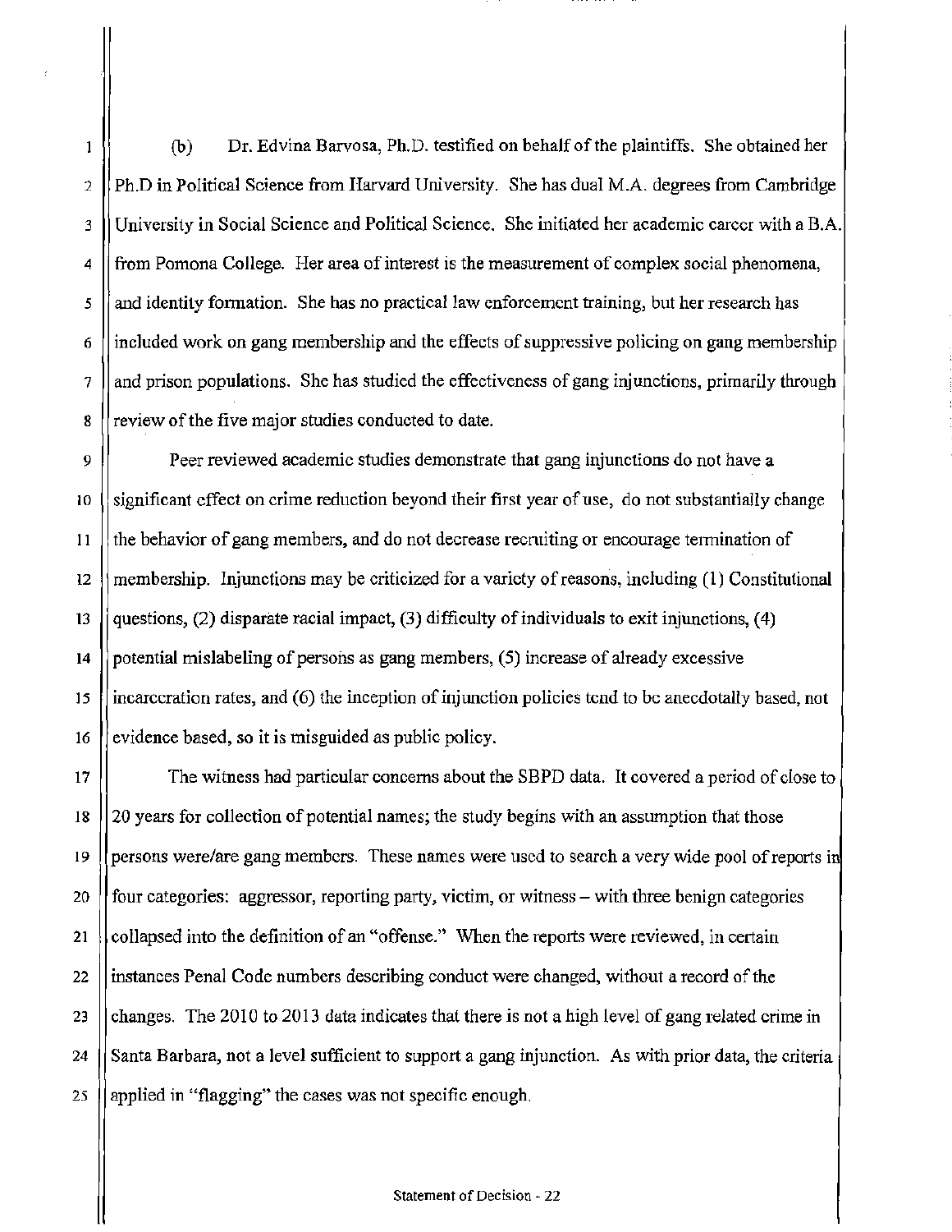(b) Dr. Edvina Barvosa, Ph.D. testified on behalf of the plaintiffs. She obtained her Ph.D in Political Science from Harvard University. She has dual M.A. degrees from Cambridge University in Social Science and Political Science. She initiated her academic career with a B.A. from Pomona College. Her area of interest is the measurement of complex social phenomena, and identity formation. She has no practical law enforcement training, but her research has included work on gang membership and the effects of suppressive policing on gang membership and prison populations. She has studied the effectiveness of gang injunctions, primarily through review of the five major studies conducted to date.

Peer reviewed academic studies demonstrate that gang injunctions do not have a significant effect on crime reduction beyond their first year of use, do not substantially change the behavior of gang members, and do not decrease recruiting or encourage termination of membership. Injunctions may be criticized for a variety of reasons, including (1) Constitutional questions, (2) disparate racial impact, (3) difficulty of individuals to exit injunctions, (4) potential mislabeling of persons as gang members, (5) increase of already excessive incarceration rates, and (6) the inception of injunction policies tend to be anecdotally based, not evidence based, so it is misguided as public policy.

The witness had particular concerns about the SBPD data. It covered a period of close to 20 years for collection of potential names; the study begins with an assumption that those persons were/are gang members. These names were used to search a very wide pool of reports in four categories: aggressor, reporting party, victim, or witness – with three benign categories collapsed into the definition of an "offense." When the reports were reviewed, in certain instances Penal Code numbers describing conduct were changed, without a record of the changes. The 2010 to 2013 data indicates that there is not a high level of gang related crime in Santa Barbara, not a level sufficient to support a gang injunction. As with prior data, the criteria applied in "flagging" the cases was not specific enough.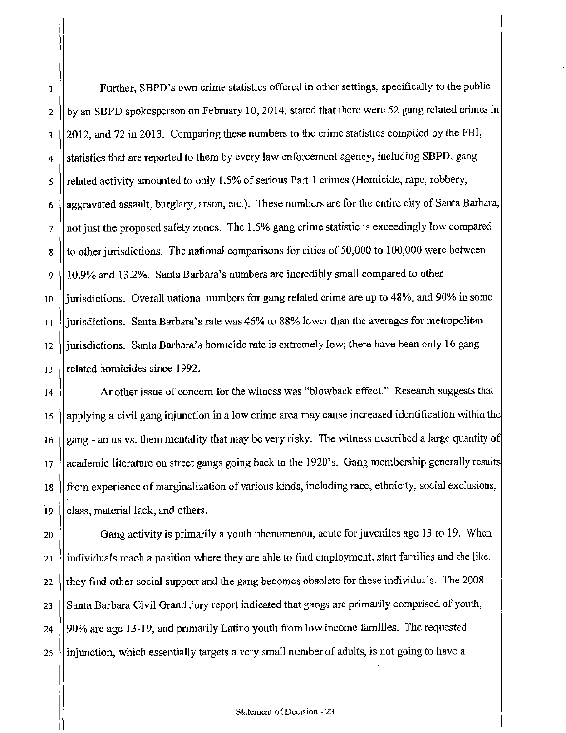Further, SBPD's own crime statistics offered in other settings, specifically to the public by an SBPD spokesperson on February 10, 2014, stated that there were 52 gang related crimes in 2012, and 72 in 2013. Comparing these numbers to the crime statistics compiled by the FBI, statistics that are reported to them by every law enforcement agency, including SBPD, gang related activity amounted to only 1.5% of serious Part 1 crimes (Homicide, rape, robbery, aggravated assault, burglary, arson, etc.). These numbers are for the entire city of Santa Barbara, not just the proposed safety zones. The 1.5% gang crime statistic is exceedingly low compared to other jurisdictions. The national comparisons for cities of 50,000 to 100,000 were between 10.9% and 13.2%. Santa Barbara's numbers are incredibly small compared to other jurisdictions. Overall national numbers for gang related crime are up to 48%, and 90% in some jurisdictions. Santa Barbara's rate was 46% to 88% lower than the averages for metropolitan jurisdictions. Santa Barbara's homicide rate is extremely low; there have been only 16 gang related homicides since 1992.

Another issue of concern for the witness was "blowback effect." Research suggests that applying a civil gang injunction in a low crime area may cause increased identification within the gang - an us vs. them mentality that may be very risky. The witness described a large quantity of academic literature on street gangs going back to the 1920's. Gang membership generally results from experience of marginalization of various kinds, including race, ethnicity, social exclusions, class, material lack, and others.

Gang activity is primarily a youth phenomenon, acute for juveniles age 13 to 19. When individuals reach a position where they are able to find employment, start families and the like, they find other social support and the gang becomes obsolete for these individuals. The 2008 Santa Barbara Civil Grand Jury report indicated that gangs are primarily comprised of youth, 90% are age 13-19, and primarily Latino youth from low income families. The requested injunction, which essentially targets a very small number of adults, is not going to have a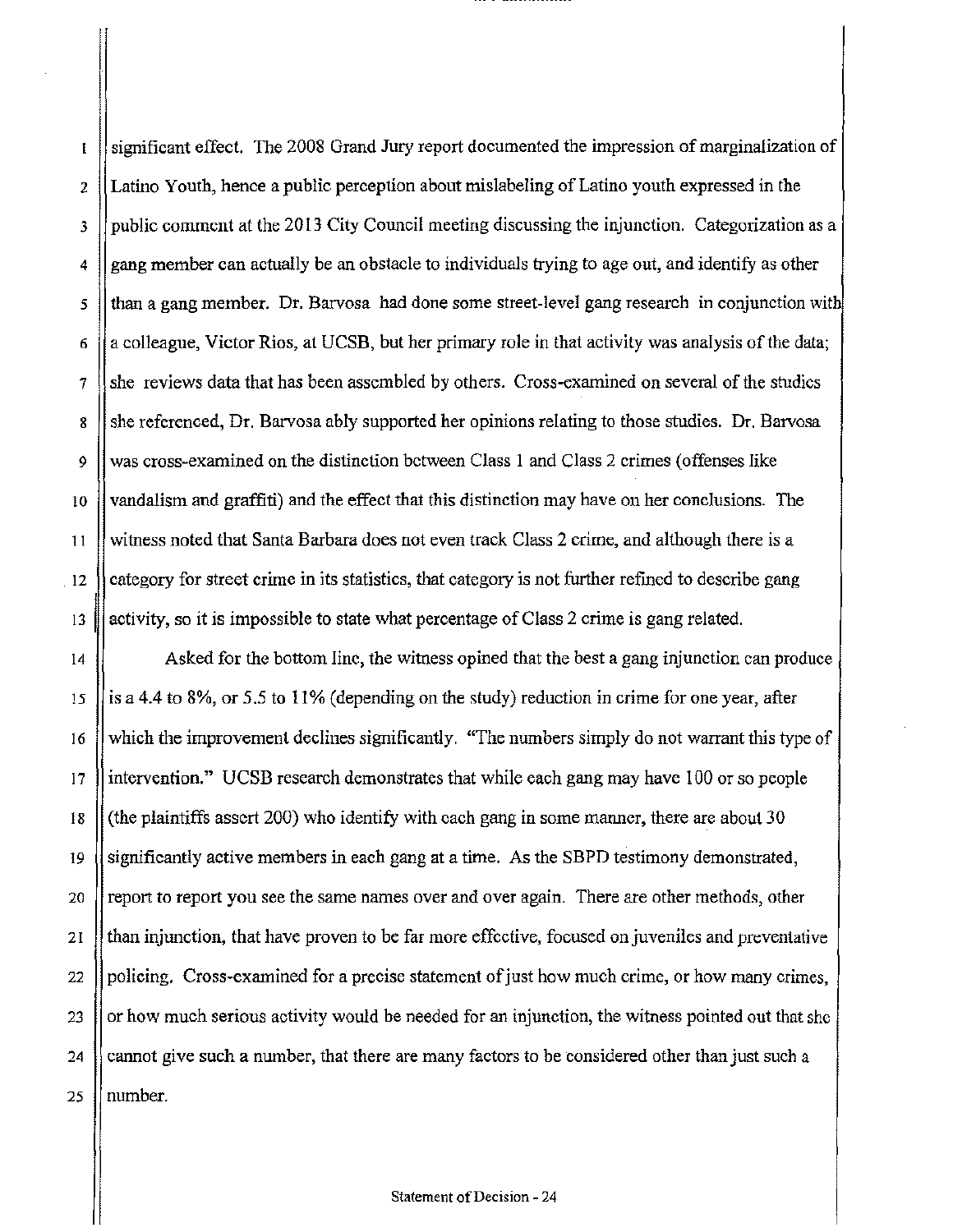significant effect. The 2008 Grand Jury report documented the impression of marginalization of Latino Youth, hence a public perception about mislabeling of Latino youth expressed in the public comment at the 2013 City Council meeting discussing the injunction. Categorization as a gang member can actually be an obstacle to individuals trying to age out, and identify as other than a gang member. Dr. Barvosa had done some street-level gang research in conjunction with a colleague, Victor Rios, at UCSB, but her primary role in that activity was analysis of the data; she reviews data that has been assembled by others. Cross-examined on several of the studies she referenced, Dr. Barvosa ably supported her opinions relating to those studies. Dr. Barvosa was cross-examined on the distinction between Class 1 and Class 2 crimes (offenses like vandalism and graffiti) and the effect that this distinction may have on her conclusions. The witness noted that Santa Barbara does not even track Class 2 crime, and although there is a category for street crime in its statistics, that category is not further refined to describe gang activity, so it is impossible to state what percentage of Class 2 crime is gang related.

Asked for the bottom line, the witness opined that the best a gang injunction can produce is a 4.4 to 8%, or 5.5 to 11% (depending on the study) reduction in crime for one year, after which the improvement declines significantly. "The numbers simply do not warrant this type of intervention." UCSB research demonstrates that while each gang may have 100 or so people (the plaintiffs assert 200) who identify with each gang in some manner, there are about 30 significantly active members in each gang at a time. As the SBPD testimony demonstrated, report to report you see the same names over and over again. There are other methods, other than injunction, that have proven to be far more effective, focused on juveniles and preventative policing. Cross-examined for a precise statement of just how much crime, or how many crimes, or how much serious activity would be needed for an injunction, the witness pointed out that she cannot give such a number, that there are many factors to be considered other than just such a number.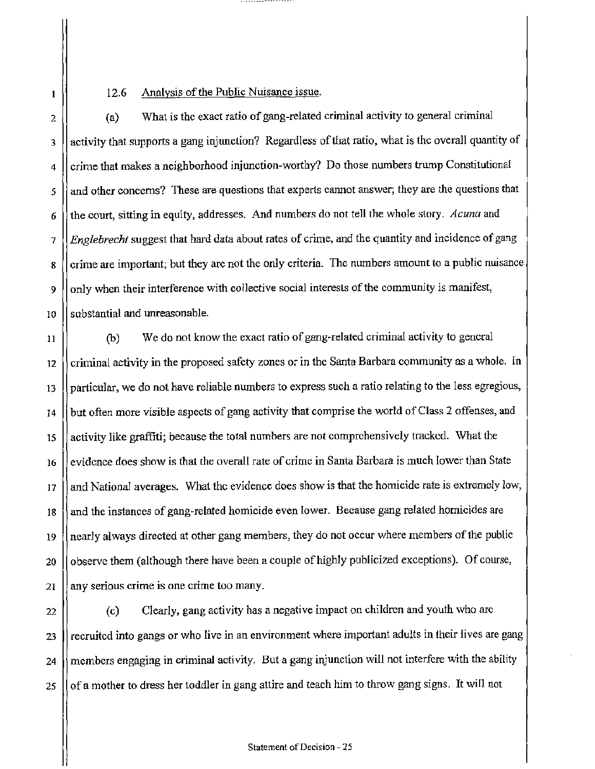12.6 Analysis of the Public Nuisance issue.

(a) What is the exact ratio of gang-related criminal activity to general criminal activity that supports a gang injunction? Regardless of that ratio, what is the overall quantity of crime that makes a neighborhood injunction-worthy? Do those numbers trump Constitutional and other concerns? These are questions that experts cannot answer; they are the questions that the court, sitting in equity, addresses. And numbers do not tell the whole story. *Acuna* and *Englebrecht* suggest that hard data about rates of crime, and the quantity and incidence of gang crime are important; but they are not the only criteria. The numbers amount to a public nuisance only when their interference with collective social interests of the community is manifest, substantial and unreasonable.

(b) We do not know the exact ratio of gang-related criminal activity to general criminal activity in the proposed safety zones or in the Santa Barbara community as a whole. In particular, we do not have reliable numbers to express such a ratio relating to the less egregious, but often more visible aspects of gang activity that comprise the world of Class 2 offenses, and activity like graffiti; because the total numbers are not comprehensively tracked. What the evidence does show is that the overall rate of crime in Santa Barbara is much lower than State and National averages. What the evidence does show is that the homicide rate is extremely low, and the instances of gang-related homicide even lower. Because gang related homicides are nearly always directed at other gang members, they do not occur where members of the public observe them (although there have been a couple of highly publicized exceptions). Of course, any serious crime is one crime too many.

(c) Clearly, gang activity has a negative impact on children and youth who are recruited into gangs or who live in an environment where important adults in their lives are gang members engaging in criminal activity. But a gang injunction will not interfere with the ability of a mother to dress her toddler in gang attire and teach him to throw gang signs. It will not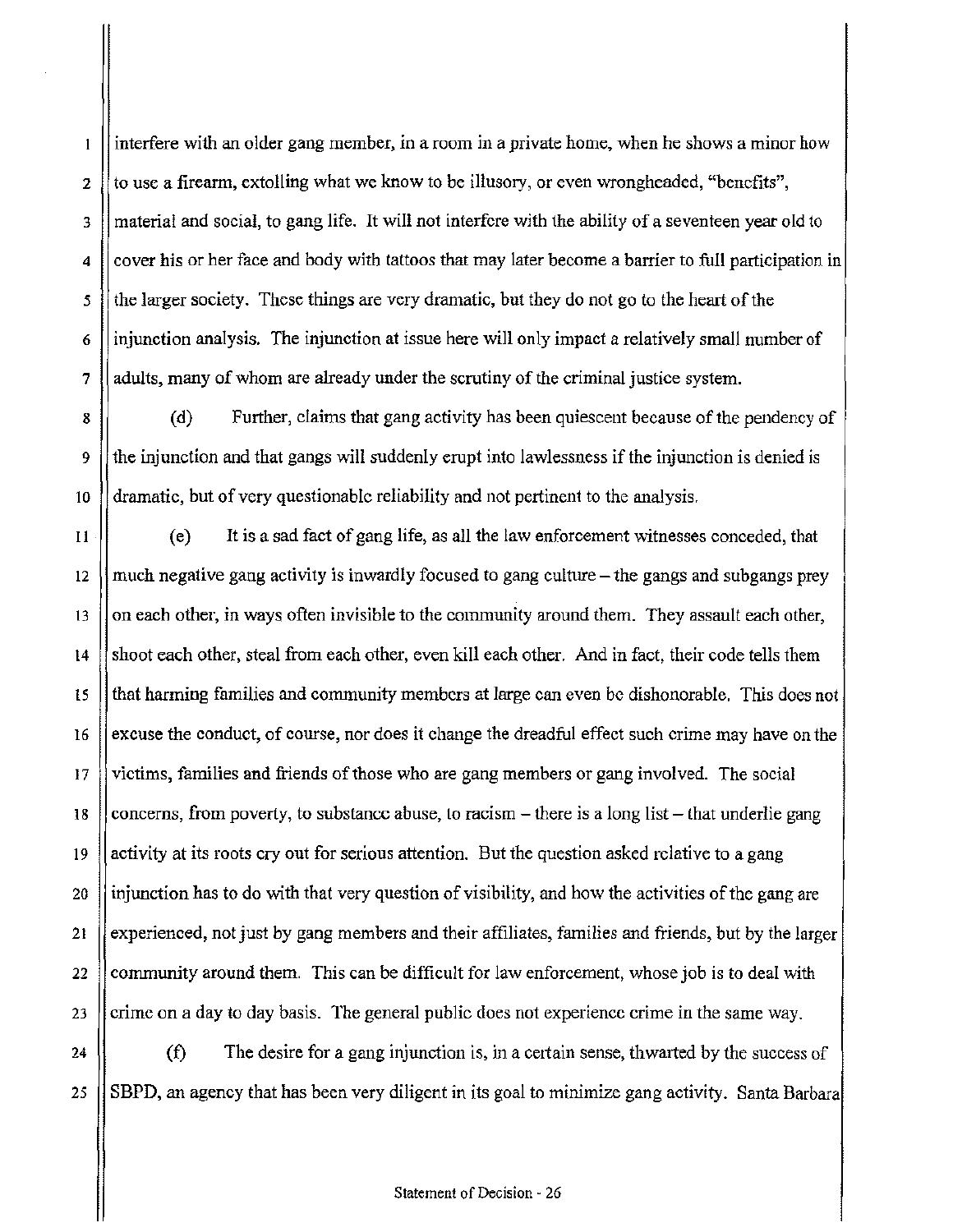interfere with an older gang member, in a room in a private home, when he shows a minor how to use a firearm, extolling what we know to be illusory, or even wrongheaded, "benefits", material and social, to gang life. It will not interfere with the ability of a seventeen year old to cover his or her face and body with tattoos that may later become a barrier to full participation in the larger society. These things are very dramatic, but they do not go to the heart of the injunction analysis. The injunction at issue here will only impact a relatively small number of adults, many of whom are already under the scrutiny of the criminal justice system.

(d) Further, claims that gang activity has been quiescent because of the pendency of the injunction and that gangs will suddenly erupt into lawlessness if the injunction is denied is dramatic, but of very questionable reliability and not pertinent to the analysis.

(e) It is a sad fact of gang life, as all the law enforcement witnesses conceded, that much negative gang activity is inwardly focused to gang culture – the gangs and subgangs prey on each other, in ways often invisible to the community around them. They assault each other, shoot each other, steal from each other, even kill each other. And in fact, their code tells them that harming families and community members at large can even be dishonorable. This does not excuse the conduct, of course, nor does it change the dreadful effect such crime may have on the victims, families and friends of those who are gang members or gang involved. The social concerns, from poverty, to substance abuse, to racism – there is a long list – that underlie gang activity at its roots cry out for serious attention. But the question asked relative to a gang injunction has to do with that very question of visibility, and how the activities of the gang are experienced, not just by gang members and their affiliates, families and friends, but by the larger community around them. This can be difficult for law enforcement, whose job is to deal with crime on a day to day basis. The general public does not experience crime in the same way.

(f) The desire for a gang injunction is, in a certain sense, thwarted by the success of SBPD, an agency that has been very diligent in its goal to minimize gang activity. Santa Barbara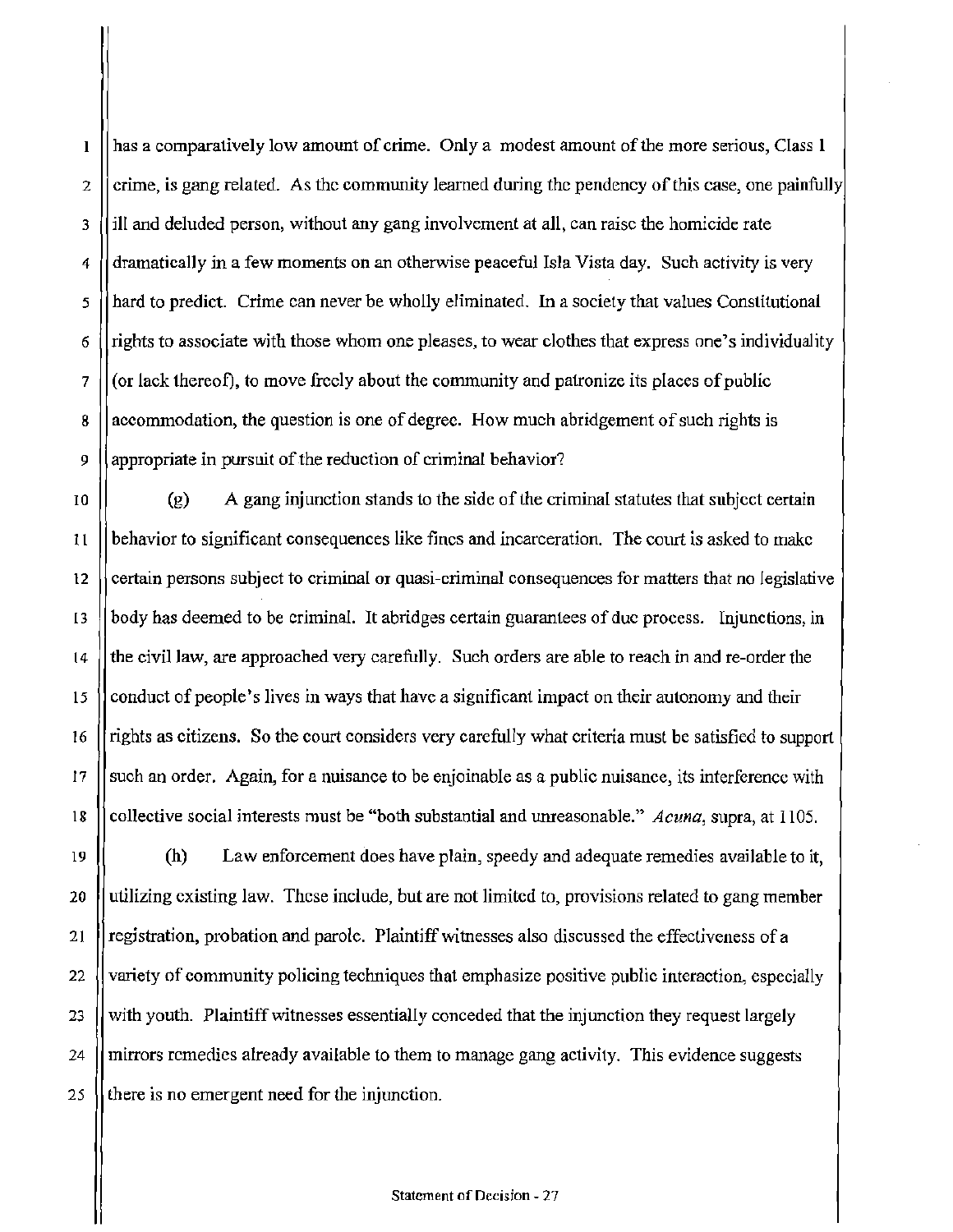has a comparatively low amount of crime. Only a modest amount of the more serious, Class 1 crime, is gang related. As the community learned during the pendency of this case, one painfully ill and deluded person, without any gang involvement at all, can raise the homicide rate dramatically in a few moments on an otherwise peaceful Isla Vista day. Such activity is very hard to predict. Crime can never be wholly eliminated. In a society that values Constitutional rights to associate with those whom one pleases, to wear clothes that express one's individuality (or lack thereof), to move freely about the community and patronize its places of public accommodation, the question is one of degree. How much abridgement of such rights is appropriate in pursuit of the reduction of criminal behavior?

(g) A gang injunction stands to the side of the criminal statutes that subject certain behavior to significant consequences like fines and incarceration. The court is asked to make certain persons subject to criminal or quasi-criminal consequences for matters that no legislative body has deemed to be criminal. It abridges certain guarantees of due process. Injunctions, in the civil law, are approached very carefully. Such orders are able to reach in and re-order the conduct of people's lives in ways that have a significant impact on their autonomy and their rights as citizens. So the court considers very carefully what criteria must be satisfied to support such an order. Again, for a nuisance to be enjoinable as a public nuisance, its interference with collective social interests must be "both substantial and unreasonable." *Acuna*, supra, at 1105.

(h) Law enforcement does have plain, speedy and adequate remedies available to it, utilizing existing law. These include, but are not limited to, provisions related to gang member registration, probation and parole. Plaintiff witnesses also discussed the effectiveness of a variety of community policing techniques that emphasize positive public interaction, especially with youth. Plaintiff witnesses essentially conceded that the injunction they request largely mirrors remedies already available to them to manage gang activity. This evidence suggests there is no emergent need for the injunction.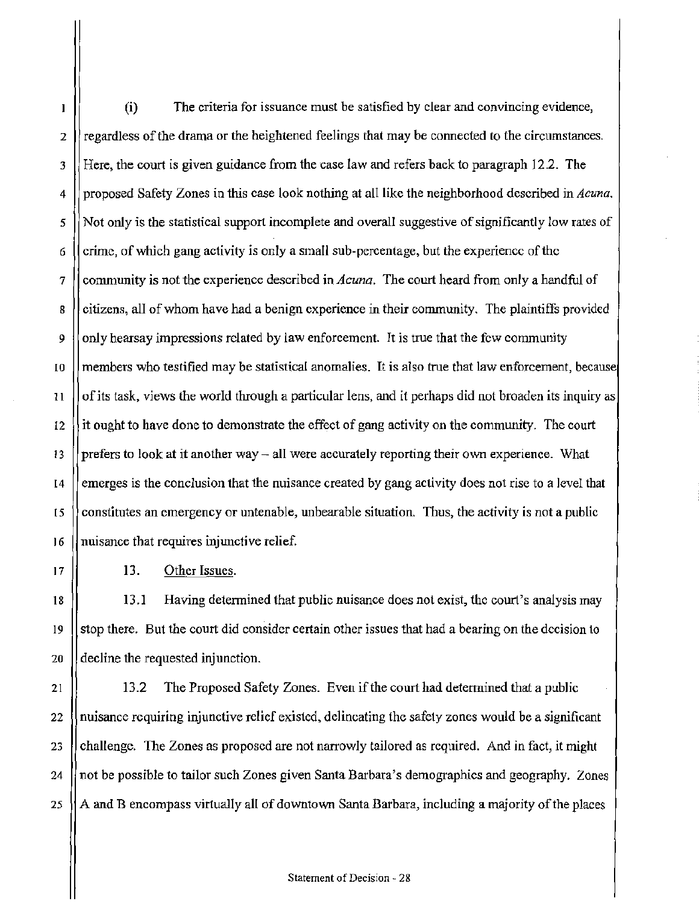(i) The criteria for issuance must be satisfied by clear and convincing evidence, regardless of the drama or the heightened feelings that may be connected to the circumstances. Here, the court is given guidance from the case law and refers back to paragraph 12.2. The proposed Safety Zones in this case look nothing at all like the neighborhood described in *Acuna*. Not only is the statistical support incomplete and overall suggestive of significantly low rates of crime, of which gang activity is only a small sub-percentage, but the experience of the community is not the experience described in *Acuna*. The court heard from only a handful of citizens, all of whom have had a benign experience in their community. The plaintiffs provided only hearsay impressions related by law enforcement. It is true that the few community members who testified may be statistical anomalies. It is also true that law enforcement, because of its task, views the world through a particular lens, and it perhaps did not broaden its inquiry as it ought to have done to demonstrate the effect of gang activity on the community. The court prefers to look at it another way – all were accurately reporting their own experience. What emerges is the conclusion that the nuisance created by gang activity does not rise to a level that constitutes an emergency or untenable, unbearable situation. Thus, the activity is not a public nuisance that requires injunctive relief.

13. <u>Other Issues</u>.

13.1 Having determined that public nuisance does not exist, the court's analysis may stop there. But the court did consider certain other issues that had a bearing on the decision to decline the requested injunction.

13.2 The Proposed Safety Zones. Even if the court had determined that a public nuisance requiring injunctive relief existed, delineating the safety zones would be a significant challenge. The Zones as proposed are not narrowly tailored as required. And in fact, it might not be possible to tailor such Zones given Santa Barbara's demographics and geography. Zones A and B encompass virtually all of downtown Santa Barbara, including a majority of the places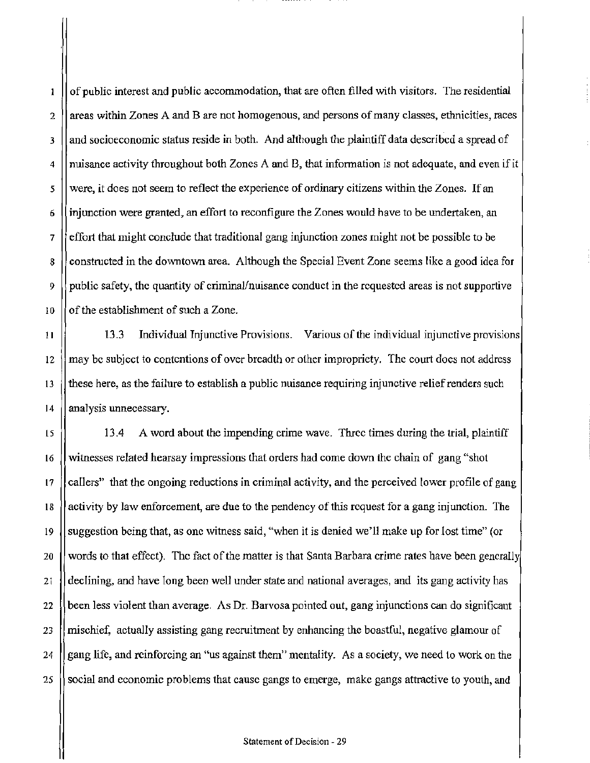of public interest and public accommodation, that are often filled with visitors. The residential areas within Zones A and B are not homogenous, and persons of many classes, ethnicities, races and socioeconomic status reside in both. And although the plaintiff data described a spread of nuisance activity throughout both Zones A and B, that information is not adequate, and even if it were, it does not seem to reflect the experience of ordinary citizens within the Zones. If an injunction were granted, an effort to reconfigure the Zones would have to be undertaken, an effort that might conclude that traditional gang injunction zones might not be possible to be constructed in the downtown area. Although the Special Event Zone seems like a good idea for public safety, the quantity of criminal/nuisance conduct in the requested areas is not supportive of the establishment of such a Zone.

13.3 Individual Injunctive Provisions. Various of the individual injunctive provisions may be subject to contentions of over breadth or other impropriety. The court does not address these here, as the failure to establish a public nuisance requiring injunctive relief renders such analysis unnecessary.

13.4 A word about the impending crime wave. Three times during the trial, plaintiff witnesses related hearsay impressions that orders had come down the chain of gang "shot callers" that the ongoing reductions in criminal activity, and the perceived lower profile of gang activity by law enforcement, are due to the pendency of this request for a gang injunction. The suggestion being that, as one witness said, "when it is denied we'll make up for lost time" (or words to that effect). The fact of the matter is that Santa Barbara crime rates have been generally declining, and have long been well under state and national averages, and its gang activity has been less violent than average. As Dr. Barvosa pointed out, gang injunctions can do significant mischief, actually assisting gang recruitment by enhancing the boastful, negative glamour of gang life, and reinforcing an "us against them" mentality. As a society, we need to work on the social and economic problems that cause gangs to emerge, make gangs attractive to youth, and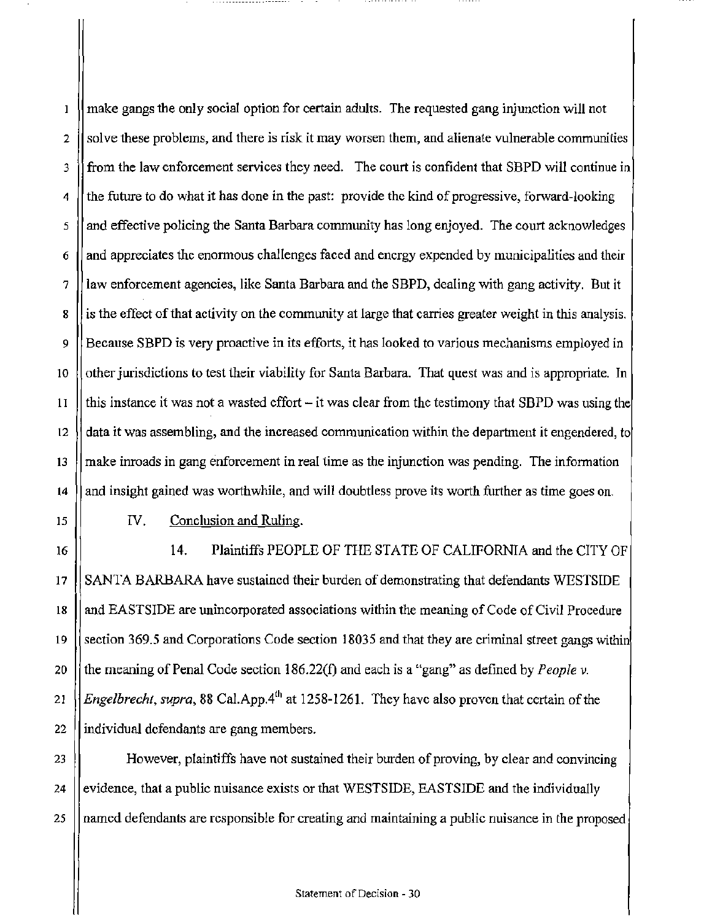make gangs the only social option for certain adults. The requested gang injunction will not solve these problems, and there is risk it may worsen them, and alienate vulnerable communities from the law enforcement services they need. The court is confident that SBPD will continue in the future to do what it has done in the past: provide the kind of progressive, forward-looking and effective policing the Santa Barbara community has long enjoyed. The court acknowledges and appreciates the enormous challenges faced and energy expended by municipalities and their law enforcement agencies, like Santa Barbara and the SBPD, dealing with gang activity. But it is the effect of that activity on the community at large that carries greater weight in this analysis. Because SBPD is very proactive in its efforts, it has looked to various mechanisms employed in other jurisdictions to test their viability for Santa Barbara. That quest was and is appropriate. In this instance it was not a wasted effort – it was clear from the testimony that SBPD was using the data it was assembling, and the increased communication within the department it engendered, to make inroads in gang enforcement in real time as the injunction was pending. The information and insight gained was worthwhile, and will doubtless prove its worth further as time goes on.

IV. Conclusion and Ruling.

14. Plaintiffs PEOPLE OF THE STATE OF CALIFORNIA and the CITY OF SANTA BARBARA have sustained their burden of demonstrating that defendants WESTSIDE and EASTSIDE are unincorporated associations within the meaning of Code of Civil Procedure section 369.5 and Corporations Code section 18035 and that they are criminal street gangs within the meaning of Penal Code section 186.22(f) and each is a "gang" as defined by *People v. Engelbrecht, supra*, 88 Cal.App.4th at 1258-1261. They have also proven that certain of the individual defendants are gang members.

However, plaintiffs have not sustained their burden of proving, by clear and convincing evidence, that a public nuisance exists or that WESTSIDE, EASTSIDE and the individually named defendants are responsible for creating and maintaining a public nuisance in the proposed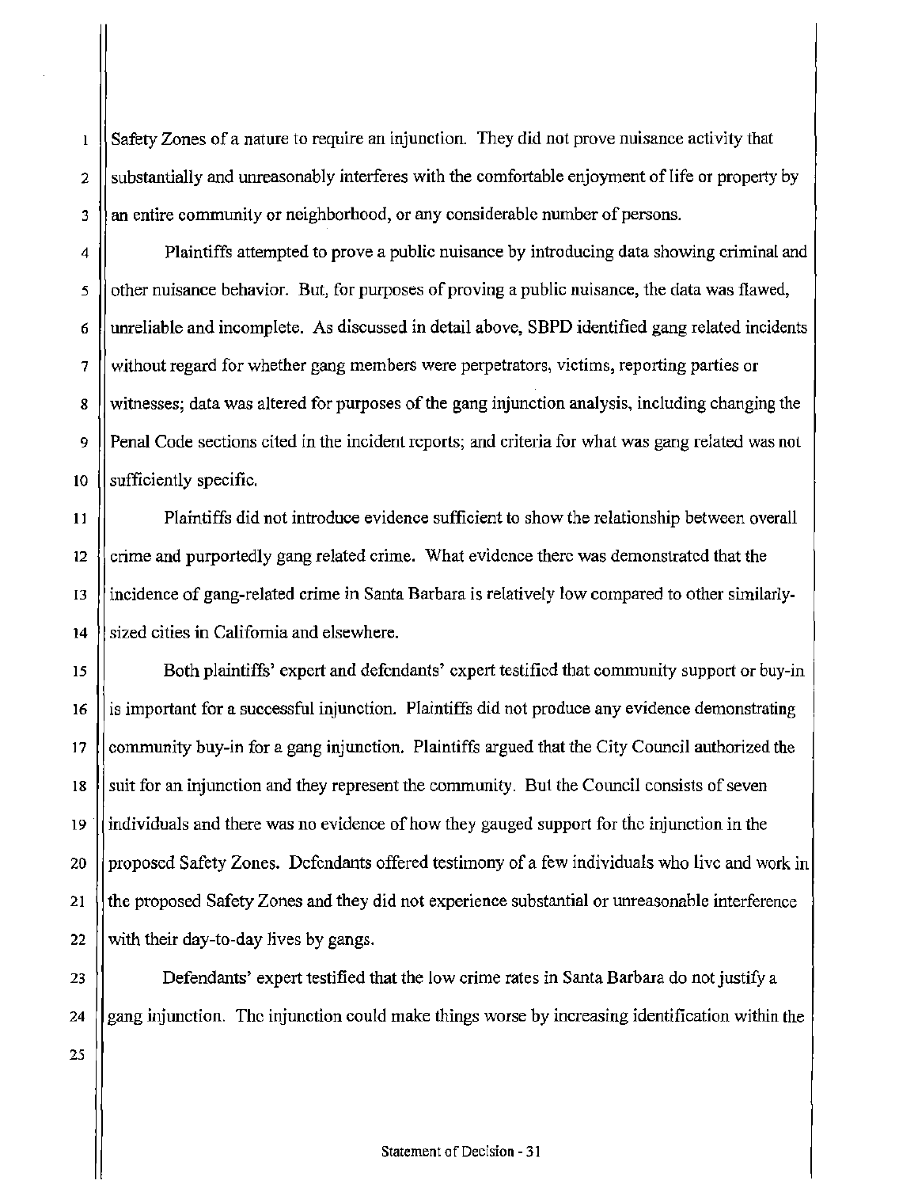Safety Zones of a nature to require an injunction. They did not prove nuisance activity that substantially and unreasonably interferes with the comfortable enjoyment of life or property by an entire community or neighborhood, or any considerable number of persons.

Plaintiffs attempted to prove a public nuisance by introducing data showing criminal and other nuisance behavior. But, for purposes of proving a public nuisance, the data was flawed, unreliable and incomplete. As discussed in detail above, SBPD identified gang related incidents without regard for whether gang members were perpetrators, victims, reporting parties or witnesses; data was altered for purposes of the gang injunction analysis, including changing the Penal Code sections cited in the incident reports; and criteria for what was gang related was not sufficiently specific.

Plaintiffs did not introduce evidence sufficient to show the relationship between overall crime and purportedly gang related crime. What evidence there was demonstrated that the incidence of gang-related crime in Santa Barbara is relatively low compared to other similarly-sized cities in California and elsewhere.

Both plaintiffs' expert and defendants' expert testified that community support or buy-in is important for a successful injunction. Plaintiffs did not produce any evidence demonstrating community buy-in for a gang injunction. Plaintiffs argued that the City Council authorized the suit for an injunction and they represent the community. But the Council consists of seven individuals and there was no evidence of how they gauged support for the injunction in the proposed Safety Zones. Defendants offered testimony of a few individuals who live and work in the proposed Safety Zones and they did not experience substantial or unreasonable interference with their day-to-day lives by gangs.

Defendants' expert testified that the low crime rates in Santa Barbara do not justify a gang injunction. The injunction could make things worse by increasing identification within the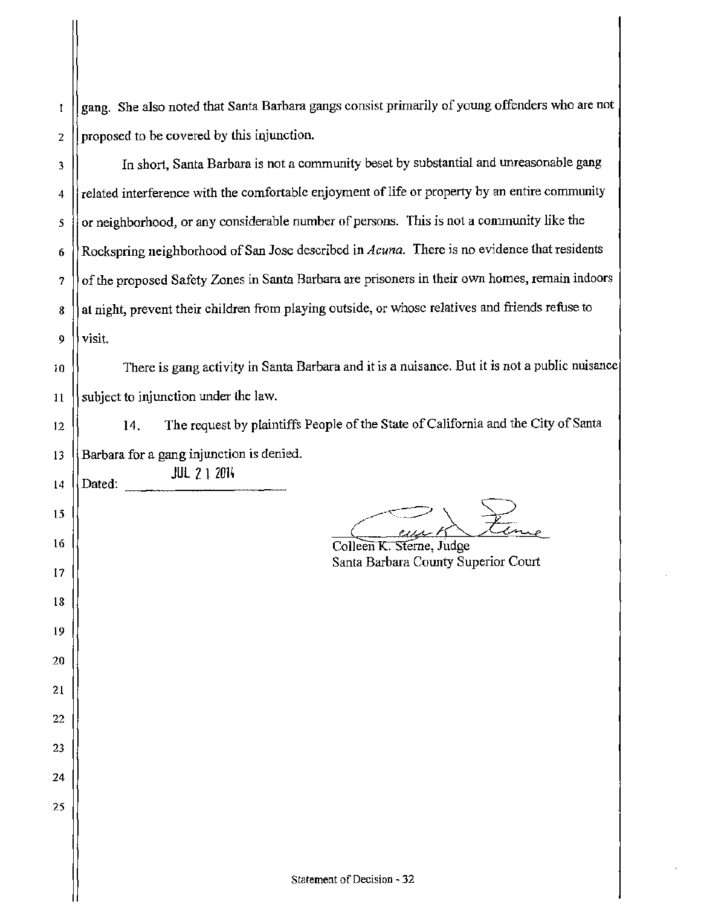gang. She also noted that Santa Barbara gangs consist primarily of young offenders who are not proposed to be covered by this injunction.

In short, Santa Barbara is not a community beset by substantial and unreasonable gang related interference with the comfortable enjoyment of life or property by an entire community or neighborhood, or any considerable number of persons. This is not a community like the Rockspring neighborhood of San Jose described in *Acuna*. There is no evidence that residents of the proposed Safety Zones in Santa Barbara are prisoners in their own homes, remain indoors at night, prevent their children from playing outside, or whose relatives and friends refuse to visit.

There is gang activity in Santa Barbara and it is a nuisance. But it is not a public nuisance subject to injunction under the law.

14. The request by plaintiffs People of the State of California and the City of Santa Barbara for a gang injunction is denied.

Dated: JUL 21 2014

Colleen K. Sterne, Judge
Santa Barbara County Superior Court